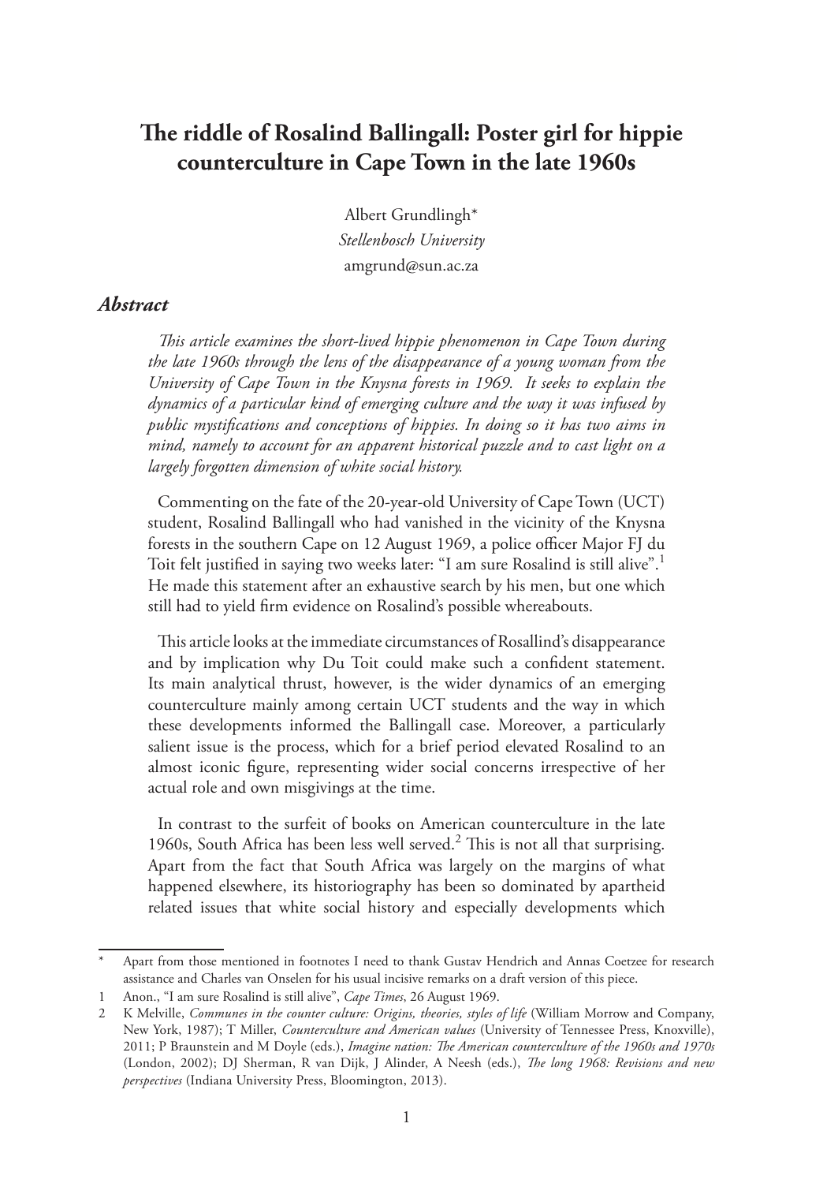# The riddle of Rosalind Ballingall: Poster girl for hippie counterculture in Cape Town in the late 1960s

Albert Grundlingh*
*Stellenbosch University*
amgrund@sun.ac.za

## *Abstract*

*This article examines the short-lived hippie phenomenon in Cape Town during the late 1960s through the lens of the disappearance of a young woman from the University of Cape Town in the Knysna forests in 1969. It seeks to explain the dynamics of a particular kind of emerging culture and the way it was infused by public mystifications and conceptions of hippies. In doing so it has two aims in mind, namely to account for an apparent historical puzzle and to cast light on a largely forgotten dimension of white social history.*

Commenting on the fate of the 20-year-old University of Cape Town (UCT) student, Rosalind Ballingall who had vanished in the vicinity of the Knysna forests in the southern Cape on 12 August 1969, a police officer Major FJ du Toit felt justified in saying two weeks later: "I am sure Rosalind is still alive".[1] He made this statement after an exhaustive search by his men, but one which still had to yield firm evidence on Rosalind's possible whereabouts.

This article looks at the immediate circumstances of Rosallind's disappearance and by implication why Du Toit could make such a confident statement. Its main analytical thrust, however, is the wider dynamics of an emerging counterculture mainly among certain UCT students and the way in which these developments informed the Ballingall case. Moreover, a particularly salient issue is the process, which for a brief period elevated Rosalind to an almost iconic figure, representing wider social concerns irrespective of her actual role and own misgivings at the time.

In contrast to the surfeit of books on American counterculture in the late 1960s, South Africa has been less well served.[2] This is not all that surprising. Apart from the fact that South Africa was largely on the margins of what happened elsewhere, its historiography has been so dominated by apartheid related issues that white social history and especially developments which

---

\* Apart from those mentioned in footnotes I need to thank Gustav Hendrich and Annas Coetzee for research assistance and Charles van Onselen for his usual incisive remarks on a draft version of this piece.

1 Anon., "I am sure Rosalind is still alive", *Cape Times*, 26 August 1969.

2 K Melville, *Communes in the counter culture: Origins, theories, styles of life* (William Morrow and Company, New York, 1987); T Miller, *Counterculture and American values* (University of Tennessee Press, Knoxville), 2011; P Braunstein and M Doyle (eds.), *Imagine nation: The American counterculture of the 1960s and 1970s* (London, 2002); DJ Sherman, R van Dijk, J Alinder, A Neesh (eds.), *The long 1968: Revisions and new perspectives* (Indiana University Press, Bloomington, 2013).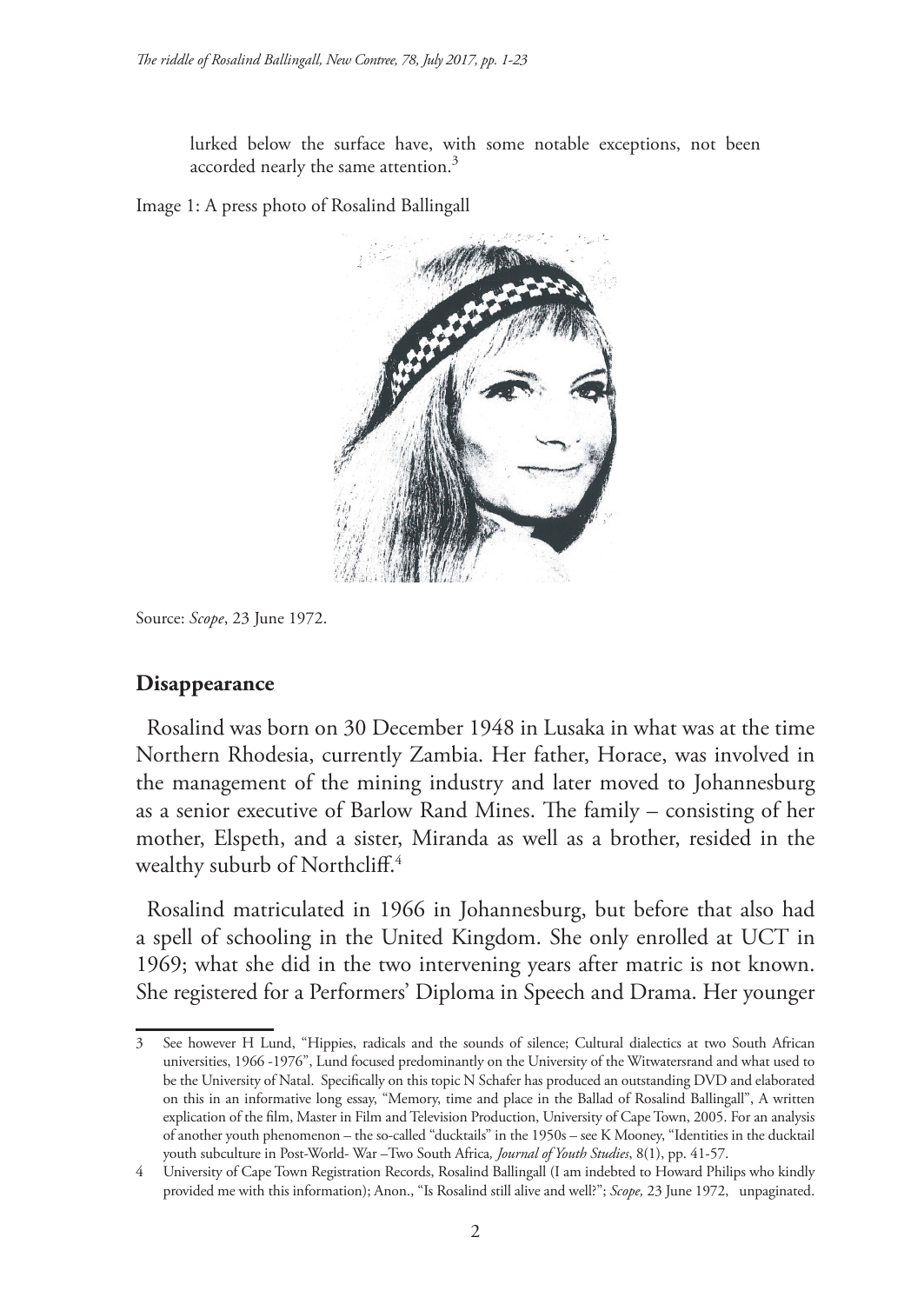lurked below the surface have, with some notable exceptions, not been accorded nearly the same attention.[3]

Image 1: A press photo of Rosalind Ballingall

Source: *Scope*, 23 June 1972.

## Disappearance

Rosalind was born on 30 December 1948 in Lusaka in what was at the time Northern Rhodesia, currently Zambia. Her father, Horace, was involved in the management of the mining industry and later moved to Johannesburg as a senior executive of Barlow Rand Mines. The family – consisting of her mother, Elspeth, and a sister, Miranda as well as a brother, resided in the wealthy suburb of Northcliff.[4]

Rosalind matriculated in 1966 in Johannesburg, but before that also had a spell of schooling in the United Kingdom. She only enrolled at UCT in 1969; what she did in the two intervening years after matric is not known. She registered for a Performers' Diploma in Speech and Drama. Her younger

---

3 See however H Lund, "Hippies, radicals and the sounds of silence; Cultural dialectics at two South African universities, 1966 -1976", Lund focused predominantly on the University of the Witwatersrand and what used to be the University of Natal. Specifically on this topic N Schafer has produced an outstanding DVD and elaborated on this in an informative long essay, "Memory, time and place in the Ballad of Rosalind Ballingall", A written explication of the film, Master in Film and Television Production, University of Cape Town, 2005. For an analysis of another youth phenomenon – the so-called "ducktails" in the 1950s – see K Mooney, "Identities in the ducktail youth subculture in Post-World- War –Two South Africa, *Journal of Youth Studies*, 8(1), pp. 41-57.

4 University of Cape Town Registration Records, Rosalind Ballingall (I am indebted to Howard Philips who kindly provided me with this information); Anon., "Is Rosalind still alive and well?"; *Scope,* 23 June 1972, unpaginated.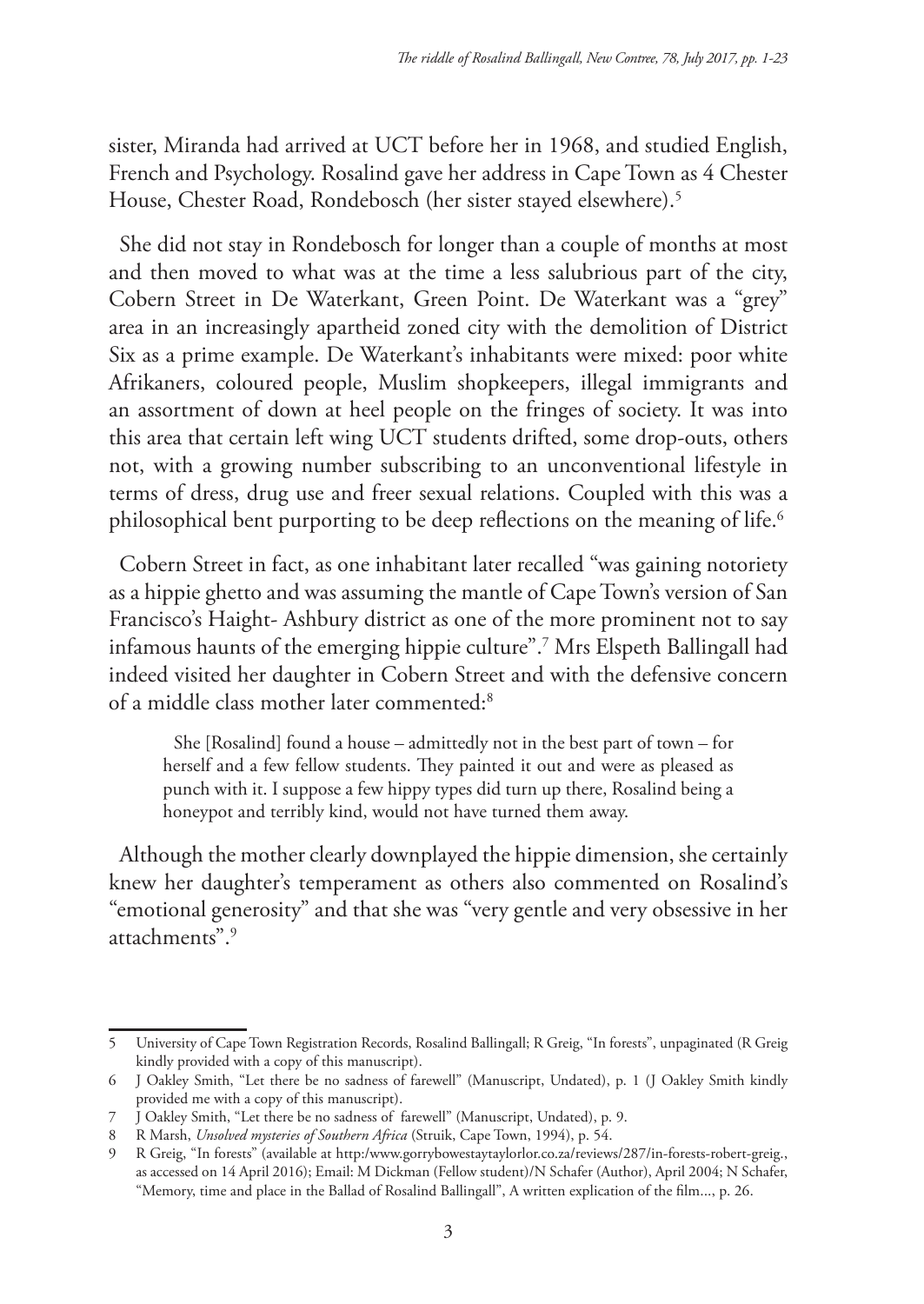sister, Miranda had arrived at UCT before her in 1968, and studied English, French and Psychology. Rosalind gave her address in Cape Town as 4 Chester House, Chester Road, Rondebosch (her sister stayed elsewhere).[5]

She did not stay in Rondebosch for longer than a couple of months at most and then moved to what was at the time a less salubrious part of the city, Cobern Street in De Waterkant, Green Point. De Waterkant was a "grey" area in an increasingly apartheid zoned city with the demolition of District Six as a prime example. De Waterkant's inhabitants were mixed: poor white Afrikaners, coloured people, Muslim shopkeepers, illegal immigrants and an assortment of down at heel people on the fringes of society. It was into this area that certain left wing UCT students drifted, some drop-outs, others not, with a growing number subscribing to an unconventional lifestyle in terms of dress, drug use and freer sexual relations. Coupled with this was a philosophical bent purporting to be deep reflections on the meaning of life.[6]

Cobern Street in fact, as one inhabitant later recalled "was gaining notoriety as a hippie ghetto and was assuming the mantle of Cape Town's version of San Francisco's Haight- Ashbury district as one of the more prominent not to say infamous haunts of the emerging hippie culture".[7] Mrs Elspeth Ballingall had indeed visited her daughter in Cobern Street and with the defensive concern of a middle class mother later commented:[8]

> She [Rosalind] found a house – admittedly not in the best part of town – for herself and a few fellow students. They painted it out and were as pleased as punch with it. I suppose a few hippy types did turn up there, Rosalind being a honeypot and terribly kind, would not have turned them away.

Although the mother clearly downplayed the hippie dimension, she certainly knew her daughter's temperament as others also commented on Rosalind's "emotional generosity" and that she was "very gentle and very obsessive in her attachments".[9]

---

5 University of Cape Town Registration Records, Rosalind Ballingall; R Greig, "In forests", unpaginated (R Greig kindly provided with a copy of this manuscript).

6 J Oakley Smith, "Let there be no sadness of farewell" (Manuscript, Undated), p. 1 (J Oakley Smith kindly provided me with a copy of this manuscript).

7 J Oakley Smith, "Let there be no sadness of farewell" (Manuscript, Undated), p. 9.

8 R Marsh, *Unsolved mysteries of Southern Africa* (Struik, Cape Town, 1994), p. 54.

9 R Greig, "In forests" (available at http:/www.gorrybowestaytaylorlor.co.za/reviews/287/in-forests-robert-greig., as accessed on 14 April 2016); Email: M Dickman (Fellow student)/N Schafer (Author), April 2004; N Schafer, "Memory, time and place in the Ballad of Rosalind Ballingall", A written explication of the film..., p. 26.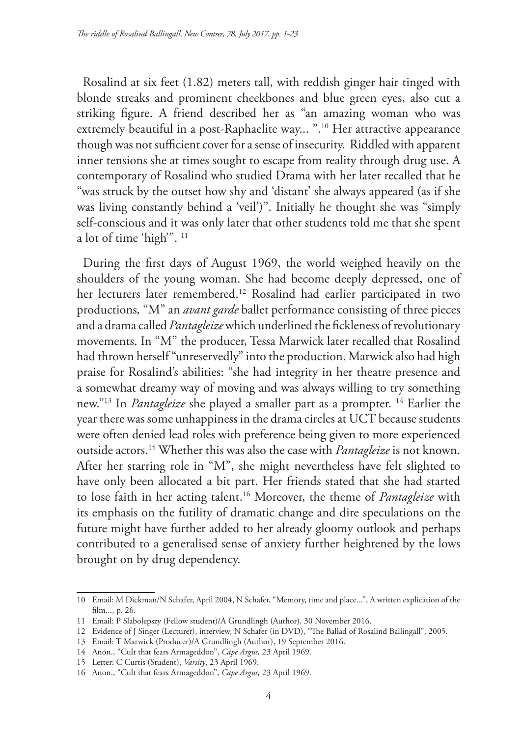Rosalind at six feet (1.82) meters tall, with reddish ginger hair tinged with blonde streaks and prominent cheekbones and blue green eyes, also cut a striking figure. A friend described her as "an amazing woman who was extremely beautiful in a post-Raphaelite way... ".[10] Her attractive appearance though was not sufficient cover for a sense of insecurity. Riddled with apparent inner tensions she at times sought to escape from reality through drug use. A contemporary of Rosalind who studied Drama with her later recalled that he "was struck by the outset how shy and 'distant' she always appeared (as if she was living constantly behind a 'veil')". Initially he thought she was "simply self-conscious and it was only later that other students told me that she spent a lot of time 'high'". [11]

During the first days of August 1969, the world weighed heavily on the shoulders of the young woman. She had become deeply depressed, one of her lecturers later remembered.[12] Rosalind had earlier participated in two productions, "M" an *avant garde* ballet performance consisting of three pieces and a drama called *Pantagleize* which underlined the fickleness of revolutionary movements. In "M" the producer, Tessa Marwick later recalled that Rosalind had thrown herself "unreservedly" into the production. Marwick also had high praise for Rosalind's abilities: "she had integrity in her theatre presence and a somewhat dreamy way of moving and was always willing to try something new."[13] In *Pantagleize* she played a smaller part as a prompter. [14] Earlier the year there was some unhappiness in the drama circles at UCT because students were often denied lead roles with preference being given to more experienced outside actors.[15] Whether this was also the case with *Pantagleize* is not known. After her starring role in "M", she might nevertheless have felt slighted to have only been allocated a bit part. Her friends stated that she had started to lose faith in her acting talent.[16] Moreover, the theme of *Pantagleize* with its emphasis on the futility of dramatic change and dire speculations on the future might have further added to her already gloomy outlook and perhaps contributed to a generalised sense of anxiety further heightened by the lows brought on by drug dependency.

---

10 Email: M Dickman/N Schafer, April 2004, N Schafer, "Memory, time and place...", A written explication of the film..., p. 26.

11 Email: P Slabolepszy (Fellow student)/A Grundlingh (Author), 30 November 2016.

12 Evidence of J Singer (Lecturer), interview, N Schafer (in DVD), "The Ballad of Rosalind Ballingall", 2005.

13 Email: T Marwick (Producer)/A Grundlingh (Author), 19 September 2016.

14 Anon., "Cult that fears Armageddon", *Cape Argus,* 23 April 1969.

15 Letter: C Curtis (Student), *Varsity*, 23 April 1969.

16 Anon., "Cult that fears Armageddon", *Cape Argus,* 23 April 1969.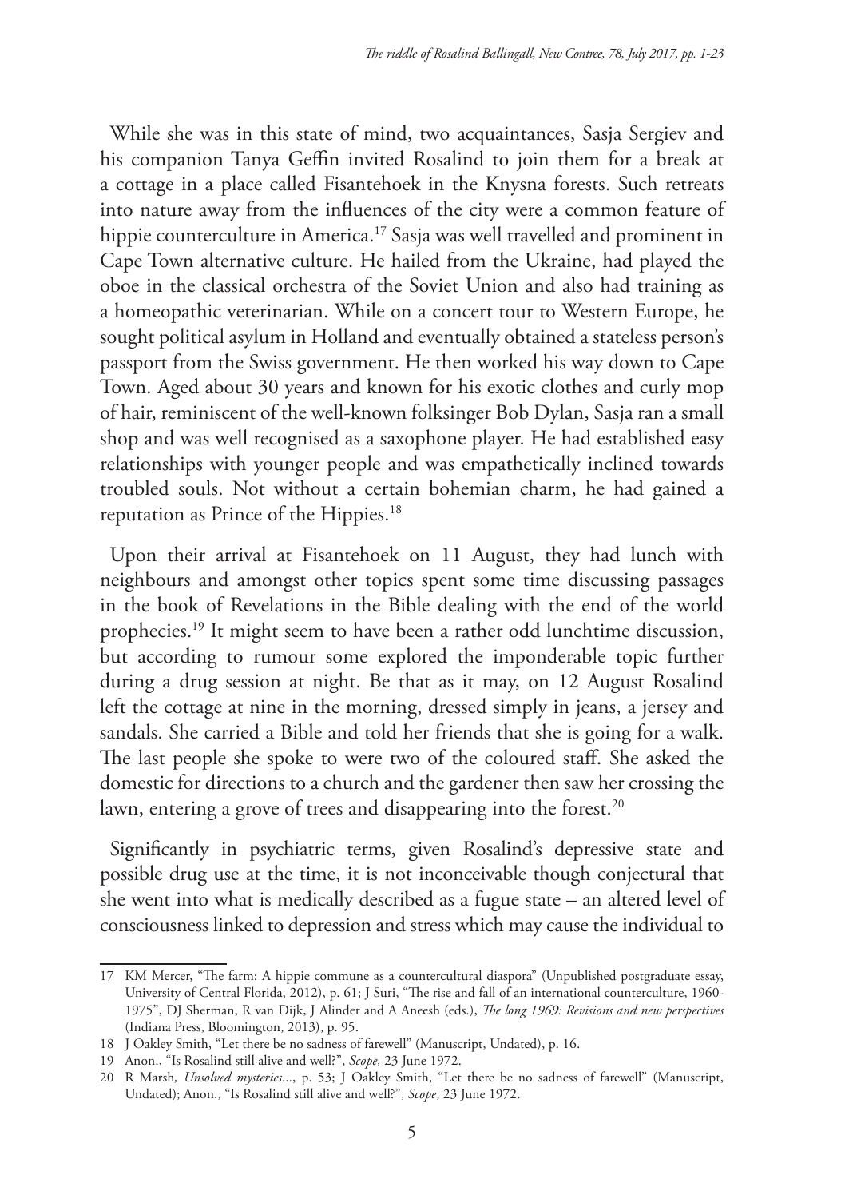While she was in this state of mind, two acquaintances, Sasja Sergiev and his companion Tanya Geffin invited Rosalind to join them for a break at a cottage in a place called Fisantehoek in the Knysna forests. Such retreats into nature away from the influences of the city were a common feature of hippie counterculture in America.[17] Sasja was well travelled and prominent in Cape Town alternative culture. He hailed from the Ukraine, had played the oboe in the classical orchestra of the Soviet Union and also had training as a homeopathic veterinarian. While on a concert tour to Western Europe, he sought political asylum in Holland and eventually obtained a stateless person's passport from the Swiss government. He then worked his way down to Cape Town. Aged about 30 years and known for his exotic clothes and curly mop of hair, reminiscent of the well-known folksinger Bob Dylan, Sasja ran a small shop and was well recognised as a saxophone player. He had established easy relationships with younger people and was empathetically inclined towards troubled souls. Not without a certain bohemian charm, he had gained a reputation as Prince of the Hippies.[18]

Upon their arrival at Fisantehoek on 11 August, they had lunch with neighbours and amongst other topics spent some time discussing passages in the book of Revelations in the Bible dealing with the end of the world prophecies.[19] It might seem to have been a rather odd lunchtime discussion, but according to rumour some explored the imponderable topic further during a drug session at night. Be that as it may, on 12 August Rosalind left the cottage at nine in the morning, dressed simply in jeans, a jersey and sandals. She carried a Bible and told her friends that she is going for a walk. The last people she spoke to were two of the coloured staff. She asked the domestic for directions to a church and the gardener then saw her crossing the lawn, entering a grove of trees and disappearing into the forest.[20]

Significantly in psychiatric terms, given Rosalind's depressive state and possible drug use at the time, it is not inconceivable though conjectural that she went into what is medically described as a fugue state – an altered level of consciousness linked to depression and stress which may cause the individual to

---

17 KM Mercer, "The farm: A hippie commune as a countercultural diaspora" (Unpublished postgraduate essay, University of Central Florida, 2012), p. 61; J Suri, "The rise and fall of an international counterculture, 1960-1975", DJ Sherman, R van Dijk, J Alinder and A Aneesh (eds.), *The long 1969: Revisions and new perspectives* (Indiana Press, Bloomington, 2013), p. 95.

18 J Oakley Smith, "Let there be no sadness of farewell" (Manuscript, Undated), p. 16.

19 Anon., "Is Rosalind still alive and well?", *Scope,* 23 June 1972.

20 R Marsh*, Unsolved mysteries*..., p. 53; J Oakley Smith, "Let there be no sadness of farewell" (Manuscript, Undated); Anon., "Is Rosalind still alive and well?", *Scope*, 23 June 1972.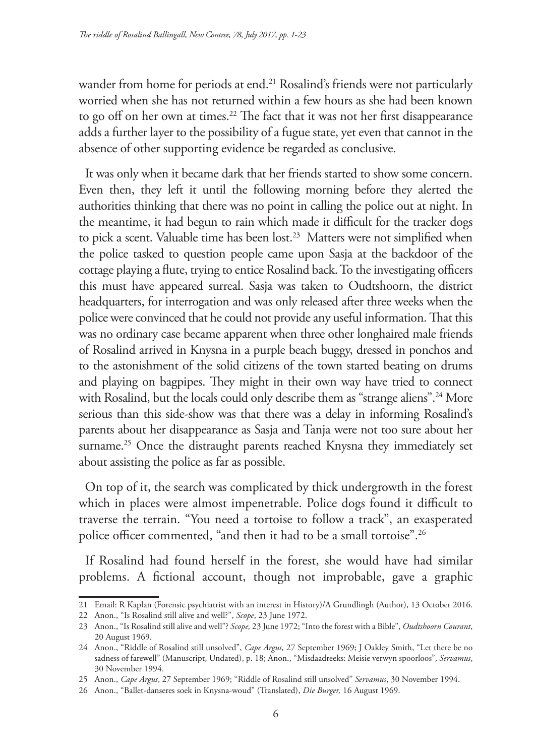wander from home for periods at end.[21] Rosalind's friends were not particularly worried when she has not returned within a few hours as she had been known to go off on her own at times.[22] The fact that it was not her first disappearance adds a further layer to the possibility of a fugue state, yet even that cannot in the absence of other supporting evidence be regarded as conclusive.

It was only when it became dark that her friends started to show some concern. Even then, they left it until the following morning before they alerted the authorities thinking that there was no point in calling the police out at night. In the meantime, it had begun to rain which made it difficult for the tracker dogs to pick a scent. Valuable time has been lost.[23] Matters were not simplified when the police tasked to question people came upon Sasja at the backdoor of the cottage playing a flute, trying to entice Rosalind back. To the investigating officers this must have appeared surreal. Sasja was taken to Oudtshoorn, the district headquarters, for interrogation and was only released after three weeks when the police were convinced that he could not provide any useful information. That this was no ordinary case became apparent when three other longhaired male friends of Rosalind arrived in Knysna in a purple beach buggy, dressed in ponchos and to the astonishment of the solid citizens of the town started beating on drums and playing on bagpipes. They might in their own way have tried to connect with Rosalind, but the locals could only describe them as "strange aliens".[24] More serious than this side-show was that there was a delay in informing Rosalind's parents about her disappearance as Sasja and Tanja were not too sure about her surname.[25] Once the distraught parents reached Knysna they immediately set about assisting the police as far as possible.

On top of it, the search was complicated by thick undergrowth in the forest which in places were almost impenetrable. Police dogs found it difficult to traverse the terrain. "You need a tortoise to follow a track", an exasperated police officer commented, "and then it had to be a small tortoise".[26]

If Rosalind had found herself in the forest, she would have had similar problems. A fictional account, though not improbable, gave a graphic

---

21 Email: R Kaplan (Forensic psychiatrist with an interest in History)/A Grundlingh (Author), 13 October 2016.

22 Anon., "Is Rosalind still alive and well?", *Scope*, 23 June 1972.

23 Anon., "Is Rosalind still alive and well"? *Scope,* 23 June 1972; "Into the forest with a Bible", *Oudtshoorn Courant*, 20 August 1969.

24 Anon., "Riddle of Rosalind still unsolved", *Cape Argus,* 27 September 1969; J Oakley Smith, "Let there be no sadness of farewell" (Manuscript, Undated), p. 18; Anon., "Misdaadreeks: Meisie verwyn spoorloos", *Servamus*, 30 November 1994.

25 Anon., *Cape Argus*, 27 September 1969; "Riddle of Rosalind still unsolved" *Servamus*, 30 November 1994.

26 Anon., "Ballet-danseres soek in Knysna-woud" (Translated), *Die Burger,* 16 August 1969.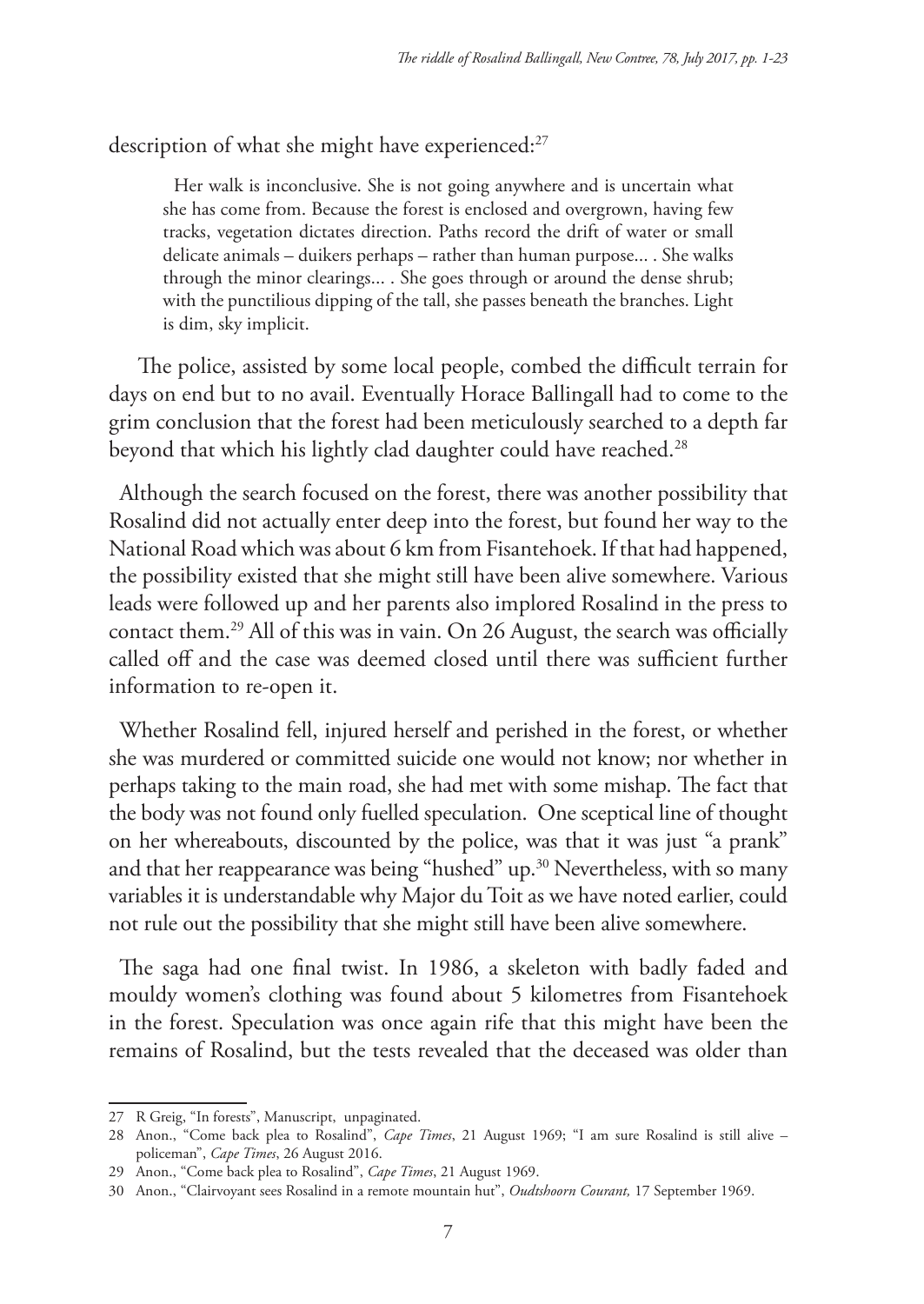description of what she might have experienced:[27]

> Her walk is inconclusive. She is not going anywhere and is uncertain what she has come from. Because the forest is enclosed and overgrown, having few tracks, vegetation dictates direction. Paths record the drift of water or small delicate animals – duikers perhaps – rather than human purpose... . She walks through the minor clearings... . She goes through or around the dense shrub; with the punctilious dipping of the tall, she passes beneath the branches. Light is dim, sky implicit.

The police, assisted by some local people, combed the difficult terrain for days on end but to no avail. Eventually Horace Ballingall had to come to the grim conclusion that the forest had been meticulously searched to a depth far beyond that which his lightly clad daughter could have reached.[28]

Although the search focused on the forest, there was another possibility that Rosalind did not actually enter deep into the forest, but found her way to the National Road which was about 6 km from Fisantehoek. If that had happened, the possibility existed that she might still have been alive somewhere. Various leads were followed up and her parents also implored Rosalind in the press to contact them.[29] All of this was in vain. On 26 August, the search was officially called off and the case was deemed closed until there was sufficient further information to re-open it.

Whether Rosalind fell, injured herself and perished in the forest, or whether she was murdered or committed suicide one would not know; nor whether in perhaps taking to the main road, she had met with some mishap. The fact that the body was not found only fuelled speculation. One sceptical line of thought on her whereabouts, discounted by the police, was that it was just "a prank" and that her reappearance was being "hushed" up.[30] Nevertheless, with so many variables it is understandable why Major du Toit as we have noted earlier, could not rule out the possibility that she might still have been alive somewhere.

The saga had one final twist. In 1986, a skeleton with badly faded and mouldy women's clothing was found about 5 kilometres from Fisantehoek in the forest. Speculation was once again rife that this might have been the remains of Rosalind, but the tests revealed that the deceased was older than

---

27 R Greig, "In forests", Manuscript, unpaginated.

28 Anon., "Come back plea to Rosalind", *Cape Times*, 21 August 1969; "I am sure Rosalind is still alive – policeman", *Cape Times*, 26 August 2016.

29 Anon., "Come back plea to Rosalind", *Cape Times*, 21 August 1969.

30 Anon., "Clairvoyant sees Rosalind in a remote mountain hut", *Oudtshoorn Courant,* 17 September 1969.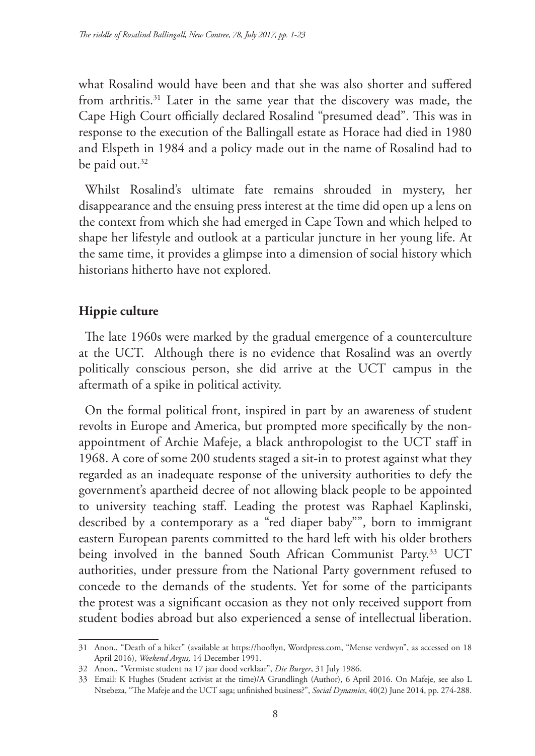what Rosalind would have been and that she was also shorter and suffered from arthritis.[31] Later in the same year that the discovery was made, the Cape High Court officially declared Rosalind "presumed dead". This was in response to the execution of the Ballingall estate as Horace had died in 1980 and Elspeth in 1984 and a policy made out in the name of Rosalind had to be paid out.[32]

Whilst Rosalind's ultimate fate remains shrouded in mystery, her disappearance and the ensuing press interest at the time did open up a lens on the context from which she had emerged in Cape Town and which helped to shape her lifestyle and outlook at a particular juncture in her young life. At the same time, it provides a glimpse into a dimension of social history which historians hitherto have not explored.

## Hippie culture

The late 1960s were marked by the gradual emergence of a counterculture at the UCT. Although there is no evidence that Rosalind was an overtly politically conscious person, she did arrive at the UCT campus in the aftermath of a spike in political activity.

On the formal political front, inspired in part by an awareness of student revolts in Europe and America, but prompted more specifically by the non-appointment of Archie Mafeje, a black anthropologist to the UCT staff in 1968. A core of some 200 students staged a sit-in to protest against what they regarded as an inadequate response of the university authorities to defy the government's apartheid decree of not allowing black people to be appointed to university teaching staff. Leading the protest was Raphael Kaplinski, described by a contemporary as a "red diaper baby"", born to immigrant eastern European parents committed to the hard left with his older brothers being involved in the banned South African Communist Party.[33] UCT authorities, under pressure from the National Party government refused to concede to the demands of the students. Yet for some of the participants the protest was a significant occasion as they not only received support from student bodies abroad but also experienced a sense of intellectual liberation.

---

31 Anon., "Death of a hiker" (available at https://hooflyn, Wordpress.com, "Mense verdwyn", as accessed on 18 April 2016), *Weekend Argus,* 14 December 1991.

32 Anon., "Vermiste student na 17 jaar dood verklaar", *Die Burger*, 31 July 1986.

33 Email: K Hughes (Student activist at the time)/A Grundlingh (Author), 6 April 2016. On Mafeje, see also L Ntsebeza, "The Mafeje and the UCT saga; unfinished business?", *Social Dynamics*, 40(2) June 2014, pp. 274-288.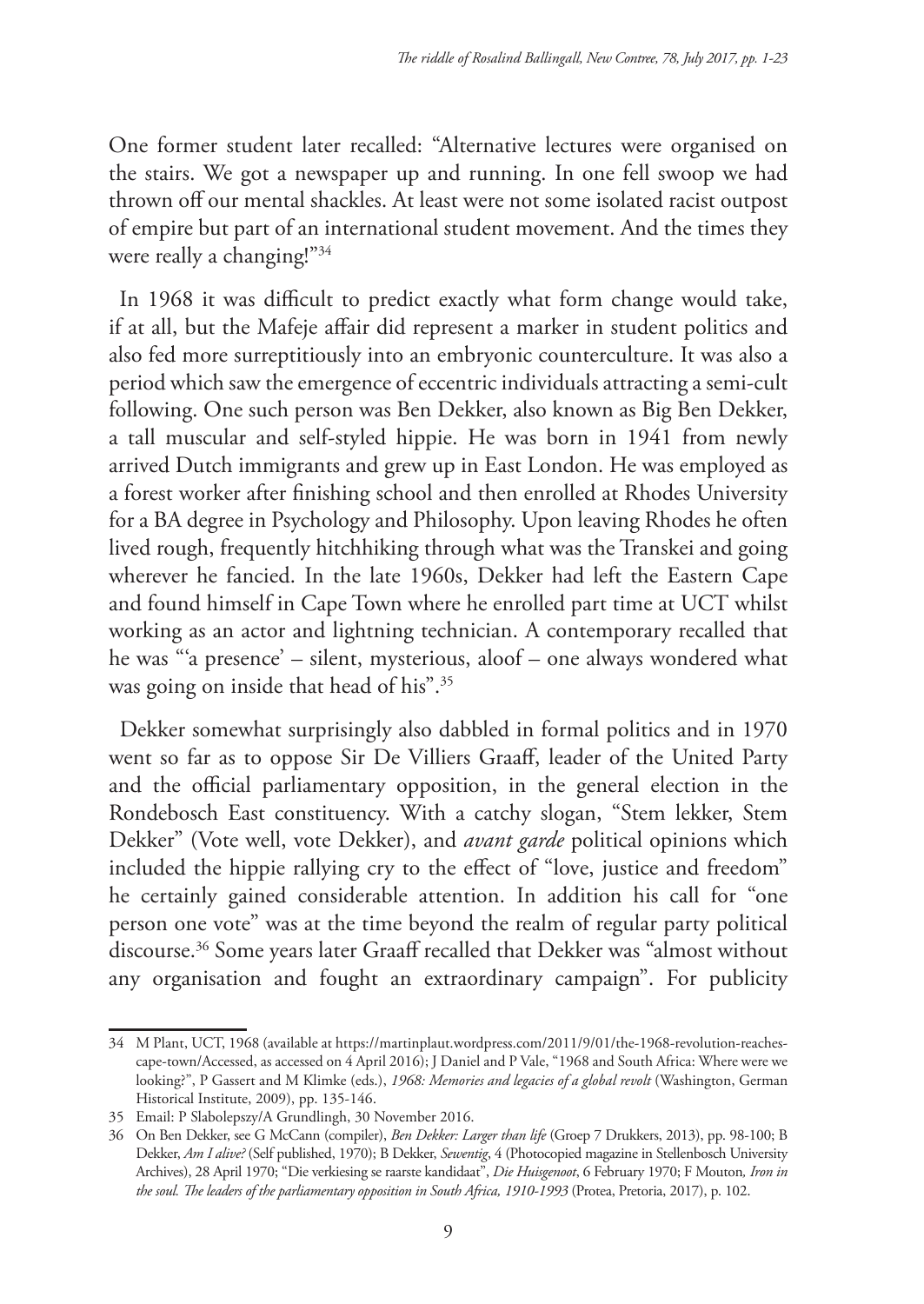One former student later recalled: "Alternative lectures were organised on the stairs. We got a newspaper up and running. In one fell swoop we had thrown off our mental shackles. At least were not some isolated racist outpost of empire but part of an international student movement. And the times they were really a changing!"[34]

In 1968 it was difficult to predict exactly what form change would take, if at all, but the Mafeje affair did represent a marker in student politics and also fed more surreptitiously into an embryonic counterculture. It was also a period which saw the emergence of eccentric individuals attracting a semi-cult following. One such person was Ben Dekker, also known as Big Ben Dekker, a tall muscular and self-styled hippie. He was born in 1941 from newly arrived Dutch immigrants and grew up in East London. He was employed as a forest worker after finishing school and then enrolled at Rhodes University for a BA degree in Psychology and Philosophy. Upon leaving Rhodes he often lived rough, frequently hitchhiking through what was the Transkei and going wherever he fancied. In the late 1960s, Dekker had left the Eastern Cape and found himself in Cape Town where he enrolled part time at UCT whilst working as an actor and lightning technician. A contemporary recalled that he was "'a presence' – silent, mysterious, aloof – one always wondered what was going on inside that head of his".[35]

Dekker somewhat surprisingly also dabbled in formal politics and in 1970 went so far as to oppose Sir De Villiers Graaff, leader of the United Party and the official parliamentary opposition, in the general election in the Rondebosch East constituency. With a catchy slogan, "Stem lekker, Stem Dekker" (Vote well, vote Dekker), and *avant garde* political opinions which included the hippie rallying cry to the effect of "love, justice and freedom" he certainly gained considerable attention. In addition his call for "one person one vote" was at the time beyond the realm of regular party political discourse.[36] Some years later Graaff recalled that Dekker was "almost without any organisation and fought an extraordinary campaign". For publicity

---

34 M Plant, UCT, 1968 (available at https://martinplaut.wordpress.com/2011/9/01/the-1968-revolution-reaches-cape-town/Accessed, as accessed on 4 April 2016); J Daniel and P Vale, "1968 and South Africa: Where were we looking?", P Gassert and M Klimke (eds.), *1968: Memories and legacies of a global revolt* (Washington, German Historical Institute, 2009), pp. 135-146.

35 Email: P Slabolepszy/A Grundlingh, 30 November 2016.

36 On Ben Dekker, see G McCann (compiler), *Ben Dekker: Larger than life* (Groep 7 Drukkers, 2013), pp. 98-100; B Dekker, *Am I alive?* (Self published, 1970); B Dekker, *Sewentig*, 4 (Photocopied magazine in Stellenbosch University Archives), 28 April 1970; "Die verkiesing se raarste kandidaat", *Die Huisgenoot*, 6 February 1970; F Mouton, *Iron in the soul. The leaders of the parliamentary opposition in South Africa, 1910-1993* (Protea, Pretoria, 2017), p. 102.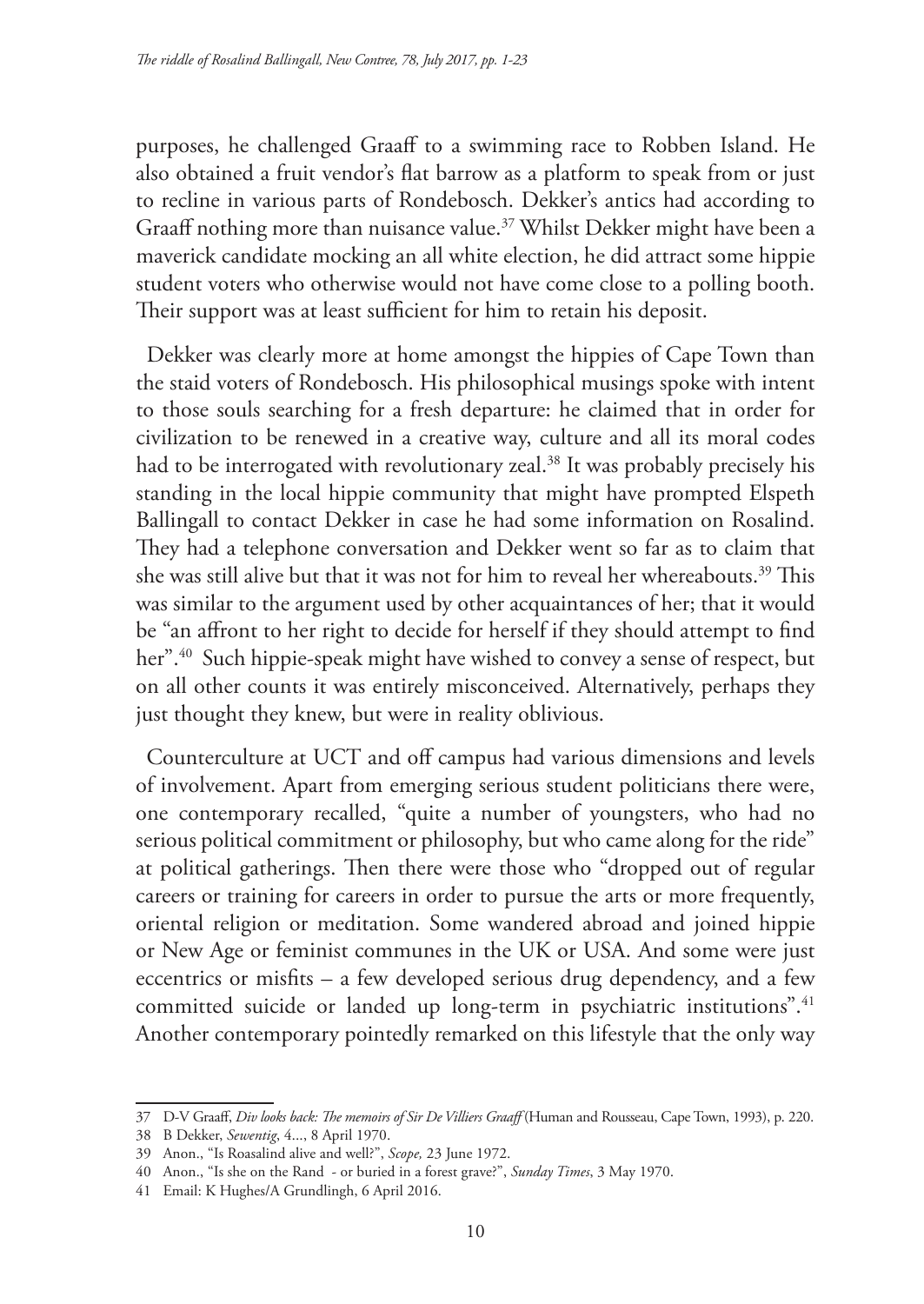purposes, he challenged Graaff to a swimming race to Robben Island. He also obtained a fruit vendor's flat barrow as a platform to speak from or just to recline in various parts of Rondebosch. Dekker's antics had according to Graaff nothing more than nuisance value.[37] Whilst Dekker might have been a maverick candidate mocking an all white election, he did attract some hippie student voters who otherwise would not have come close to a polling booth. Their support was at least sufficient for him to retain his deposit.

Dekker was clearly more at home amongst the hippies of Cape Town than the staid voters of Rondebosch. His philosophical musings spoke with intent to those souls searching for a fresh departure: he claimed that in order for civilization to be renewed in a creative way, culture and all its moral codes had to be interrogated with revolutionary zeal.[38] It was probably precisely his standing in the local hippie community that might have prompted Elspeth Ballingall to contact Dekker in case he had some information on Rosalind. They had a telephone conversation and Dekker went so far as to claim that she was still alive but that it was not for him to reveal her whereabouts.[39] This was similar to the argument used by other acquaintances of her; that it would be "an affront to her right to decide for herself if they should attempt to find her".[40] Such hippie-speak might have wished to convey a sense of respect, but on all other counts it was entirely misconceived. Alternatively, perhaps they just thought they knew, but were in reality oblivious.

Counterculture at UCT and off campus had various dimensions and levels of involvement. Apart from emerging serious student politicians there were, one contemporary recalled, "quite a number of youngsters, who had no serious political commitment or philosophy, but who came along for the ride" at political gatherings. Then there were those who "dropped out of regular careers or training for careers in order to pursue the arts or more frequently, oriental religion or meditation. Some wandered abroad and joined hippie or New Age or feminist communes in the UK or USA. And some were just eccentrics or misfits – a few developed serious drug dependency, and a few committed suicide or landed up long-term in psychiatric institutions".[41] Another contemporary pointedly remarked on this lifestyle that the only way

---

37 D-V Graaff, *Div looks back: The memoirs of Sir De Villiers Graaff* (Human and Rousseau, Cape Town, 1993), p. 220.

38 B Dekker, *Sewentig*, 4..., 8 April 1970.

39 Anon., "Is Roasalind alive and well?", *Scope,* 23 June 1972.

40 Anon., "Is she on the Rand - or buried in a forest grave?", *Sunday Times*, 3 May 1970.

41 Email: K Hughes/A Grundlingh, 6 April 2016.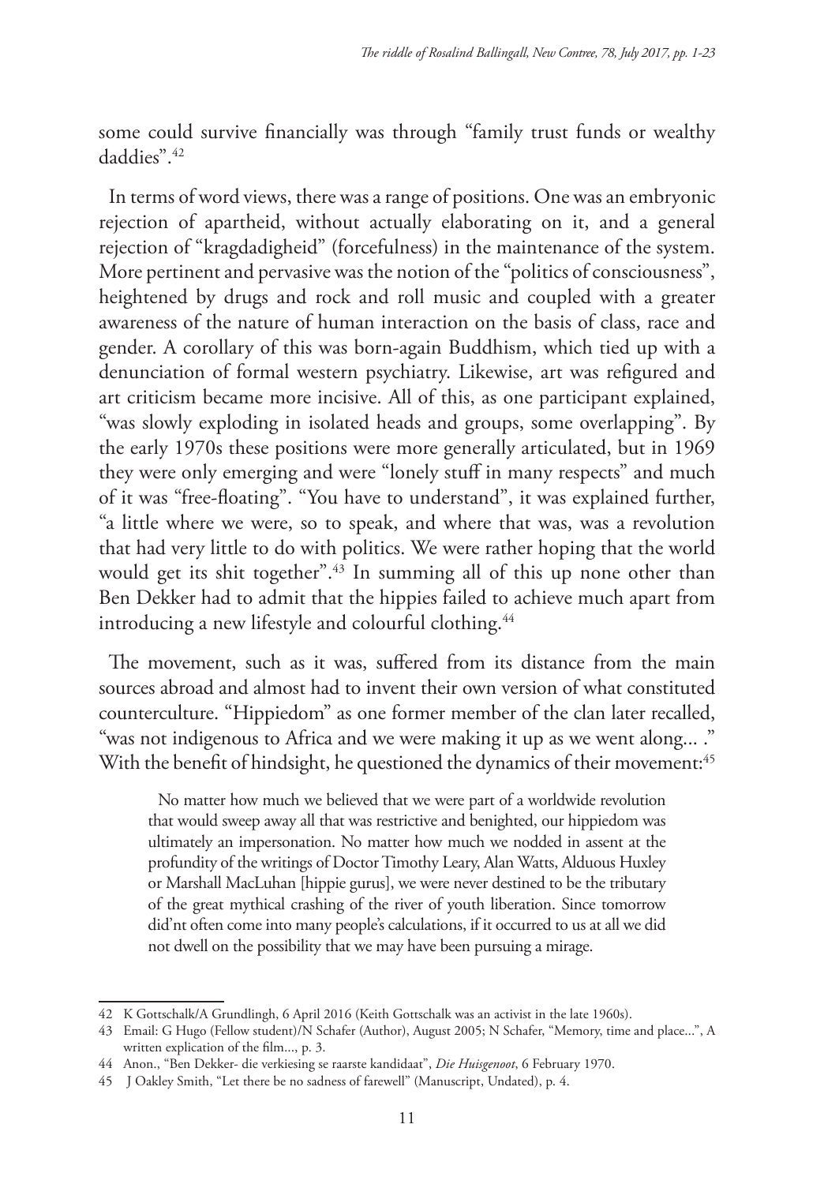some could survive financially was through "family trust funds or wealthy daddies".[42]

In terms of word views, there was a range of positions. One was an embryonic rejection of apartheid, without actually elaborating on it, and a general rejection of "kragdadigheid" (forcefulness) in the maintenance of the system. More pertinent and pervasive was the notion of the "politics of consciousness", heightened by drugs and rock and roll music and coupled with a greater awareness of the nature of human interaction on the basis of class, race and gender. A corollary of this was born-again Buddhism, which tied up with a denunciation of formal western psychiatry. Likewise, art was refigured and art criticism became more incisive. All of this, as one participant explained, "was slowly exploding in isolated heads and groups, some overlapping". By the early 1970s these positions were more generally articulated, but in 1969 they were only emerging and were "lonely stuff in many respects" and much of it was "free-floating". "You have to understand", it was explained further, "a little where we were, so to speak, and where that was, was a revolution that had very little to do with politics. We were rather hoping that the world would get its shit together".[43] In summing all of this up none other than Ben Dekker had to admit that the hippies failed to achieve much apart from introducing a new lifestyle and colourful clothing.[44]

The movement, such as it was, suffered from its distance from the main sources abroad and almost had to invent their own version of what constituted counterculture. "Hippiedom" as one former member of the clan later recalled, "was not indigenous to Africa and we were making it up as we went along... ." With the benefit of hindsight, he questioned the dynamics of their movement:[45]

> No matter how much we believed that we were part of a worldwide revolution that would sweep away all that was restrictive and benighted, our hippiedom was ultimately an impersonation. No matter how much we nodded in assent at the profundity of the writings of Doctor Timothy Leary, Alan Watts, Alduous Huxley or Marshall MacLuhan [hippie gurus], we were never destined to be the tributary of the great mythical crashing of the river of youth liberation. Since tomorrow did'nt often come into many people's calculations, if it occurred to us at all we did not dwell on the possibility that we may have been pursuing a mirage.

---

42 K Gottschalk/A Grundlingh, 6 April 2016 (Keith Gottschalk was an activist in the late 1960s).

43 Email: G Hugo (Fellow student)/N Schafer (Author), August 2005; N Schafer, "Memory, time and place...", A written explication of the film..., p. 3.

44 Anon., "Ben Dekker- die verkiesing se raarste kandidaat", *Die Huisgenoot*, 6 February 1970.

45 J Oakley Smith, "Let there be no sadness of farewell" (Manuscript, Undated), p. 4.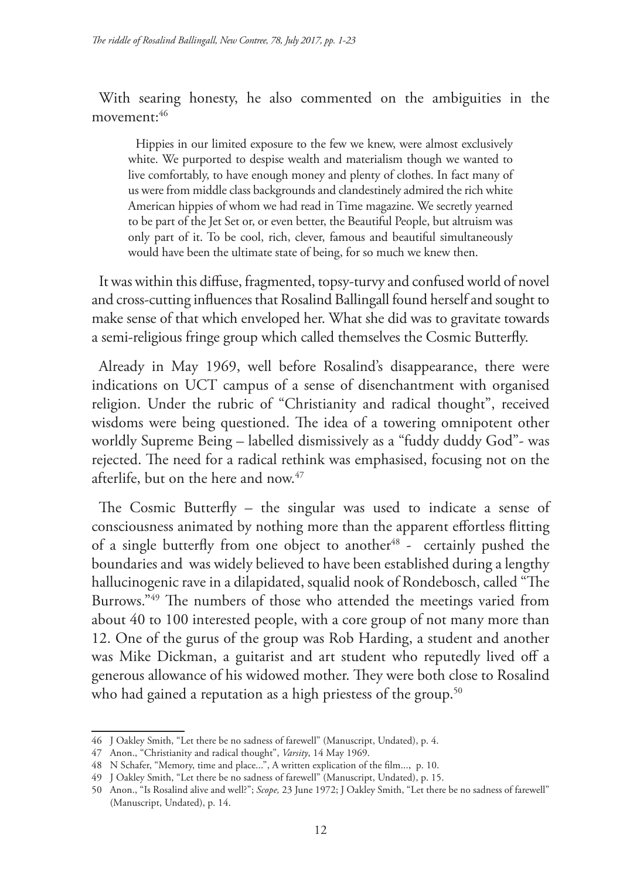With searing honesty, he also commented on the ambiguities in the movement:[46]

> Hippies in our limited exposure to the few we knew, were almost exclusively white. We purported to despise wealth and materialism though we wanted to live comfortably, to have enough money and plenty of clothes. In fact many of us were from middle class backgrounds and clandestinely admired the rich white American hippies of whom we had read in Time magazine. We secretly yearned to be part of the Jet Set or, or even better, the Beautiful People, but altruism was only part of it. To be cool, rich, clever, famous and beautiful simultaneously would have been the ultimate state of being, for so much we knew then.

It was within this diffuse, fragmented, topsy-turvy and confused world of novel and cross-cutting influences that Rosalind Ballingall found herself and sought to make sense of that which enveloped her. What she did was to gravitate towards a semi-religious fringe group which called themselves the Cosmic Butterfly.

Already in May 1969, well before Rosalind's disappearance, there were indications on UCT campus of a sense of disenchantment with organised religion. Under the rubric of "Christianity and radical thought", received wisdoms were being questioned. The idea of a towering omnipotent other worldly Supreme Being – labelled dismissively as a "fuddy duddy God"- was rejected. The need for a radical rethink was emphasised, focusing not on the afterlife, but on the here and now.[47]

The Cosmic Butterfly – the singular was used to indicate a sense of consciousness animated by nothing more than the apparent effortless flitting of a single butterfly from one object to another[48] - certainly pushed the boundaries and was widely believed to have been established during a lengthy hallucinogenic rave in a dilapidated, squalid nook of Rondebosch, called "The Burrows."[49] The numbers of those who attended the meetings varied from about 40 to 100 interested people, with a core group of not many more than 12. One of the gurus of the group was Rob Harding, a student and another was Mike Dickman, a guitarist and art student who reputedly lived off a generous allowance of his widowed mother. They were both close to Rosalind who had gained a reputation as a high priestess of the group.[50]

---

46 J Oakley Smith, "Let there be no sadness of farewell" (Manuscript, Undated), p. 4.

47 Anon., "Christianity and radical thought", *Varsity*, 14 May 1969.

48 N Schafer, "Memory, time and place...", A written explication of the film..., p. 10.

49 J Oakley Smith, "Let there be no sadness of farewell" (Manuscript, Undated), p. 15.

50 Anon., "Is Rosalind alive and well?"; *Scope,* 23 June 1972; J Oakley Smith, "Let there be no sadness of farewell" (Manuscript, Undated), p. 14.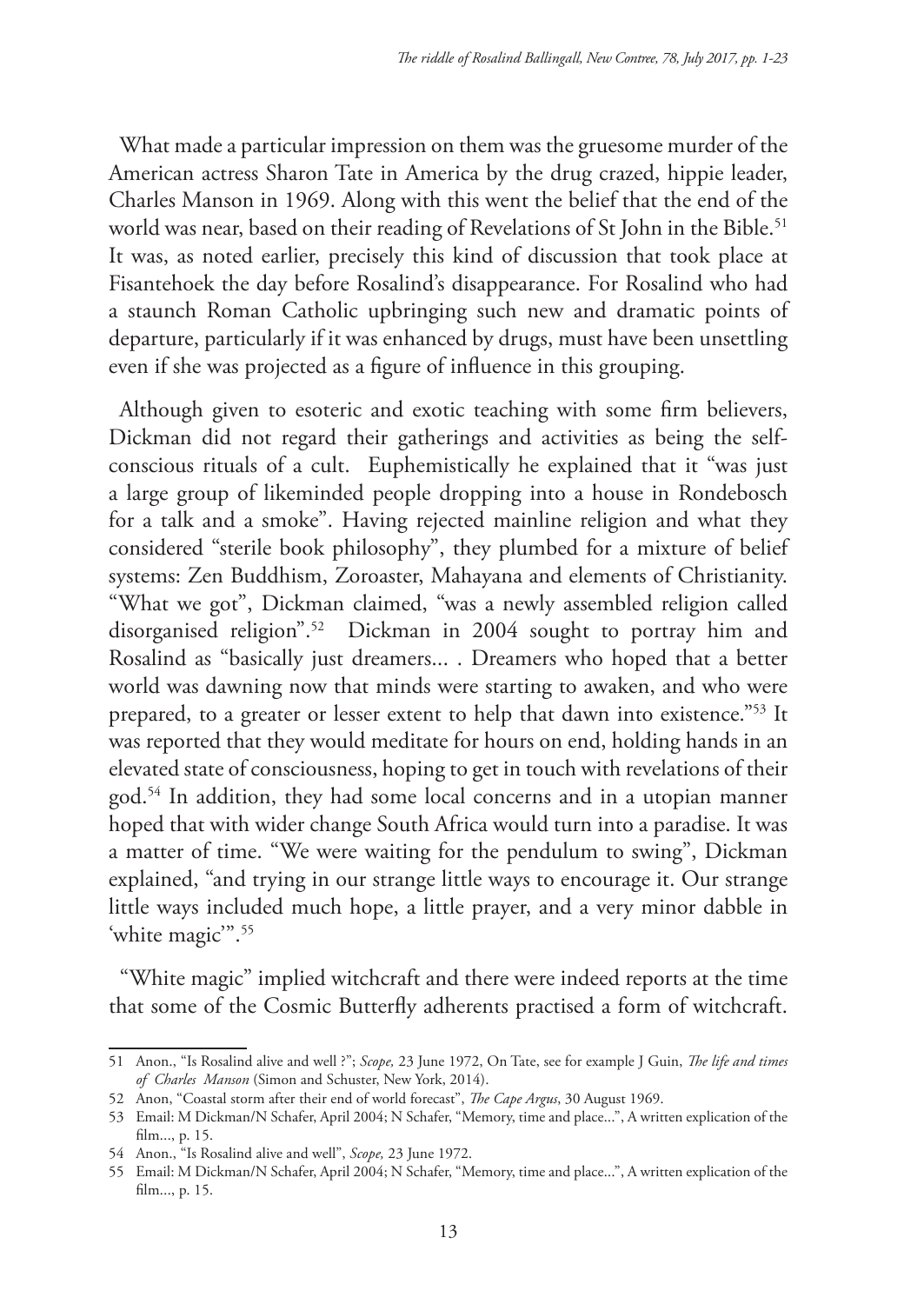What made a particular impression on them was the gruesome murder of the American actress Sharon Tate in America by the drug crazed, hippie leader, Charles Manson in 1969. Along with this went the belief that the end of the world was near, based on their reading of Revelations of St John in the Bible.[51] It was, as noted earlier, precisely this kind of discussion that took place at Fisantehoek the day before Rosalind's disappearance. For Rosalind who had a staunch Roman Catholic upbringing such new and dramatic points of departure, particularly if it was enhanced by drugs, must have been unsettling even if she was projected as a figure of influence in this grouping.

Although given to esoteric and exotic teaching with some firm believers, Dickman did not regard their gatherings and activities as being the self-conscious rituals of a cult. Euphemistically he explained that it "was just a large group of likeminded people dropping into a house in Rondebosch for a talk and a smoke". Having rejected mainline religion and what they considered "sterile book philosophy", they plumbed for a mixture of belief systems: Zen Buddhism, Zoroaster, Mahayana and elements of Christianity. "What we got", Dickman claimed, "was a newly assembled religion called disorganised religion".[52] Dickman in 2004 sought to portray him and Rosalind as "basically just dreamers... . Dreamers who hoped that a better world was dawning now that minds were starting to awaken, and who were prepared, to a greater or lesser extent to help that dawn into existence."[53] It was reported that they would meditate for hours on end, holding hands in an elevated state of consciousness, hoping to get in touch with revelations of their god.[54] In addition, they had some local concerns and in a utopian manner hoped that with wider change South Africa would turn into a paradise. It was a matter of time. "We were waiting for the pendulum to swing", Dickman explained, "and trying in our strange little ways to encourage it. Our strange little ways included much hope, a little prayer, and a very minor dabble in 'white magic'".[55]

"White magic" implied witchcraft and there were indeed reports at the time that some of the Cosmic Butterfly adherents practised a form of witchcraft.

---

51 Anon., "Is Rosalind alive and well ?"; *Scope,* 23 June 1972, On Tate, see for example J Guin, *The life and times of Charles Manson* (Simon and Schuster, New York, 2014).

52 Anon, "Coastal storm after their end of world forecast", *The Cape Argus*, 30 August 1969.

53 Email: M Dickman/N Schafer, April 2004; N Schafer, "Memory, time and place...", A written explication of the film..., p. 15.

54 Anon., "Is Rosalind alive and well", *Scope,* 23 June 1972.

55 Email: M Dickman/N Schafer, April 2004; N Schafer, "Memory, time and place...", A written explication of the film..., p. 15.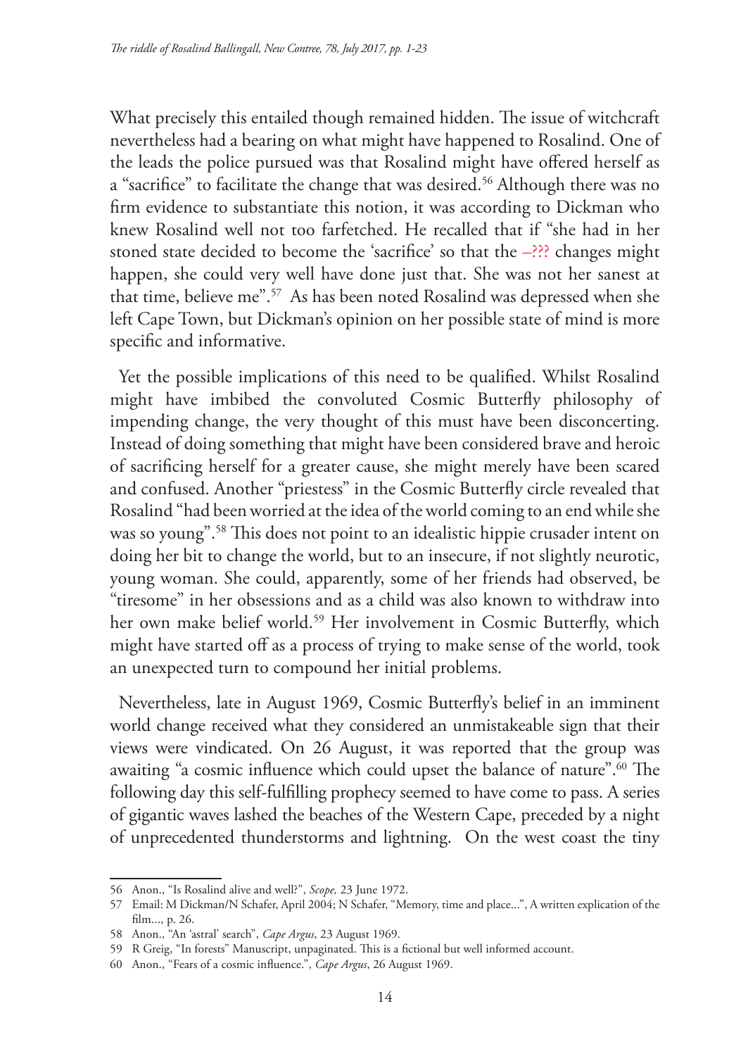What precisely this entailed though remained hidden. The issue of witchcraft nevertheless had a bearing on what might have happened to Rosalind. One of the leads the police pursued was that Rosalind might have offered herself as a "sacrifice" to facilitate the change that was desired.[56] Although there was no firm evidence to substantiate this notion, it was according to Dickman who knew Rosalind well not too farfetched. He recalled that if "she had in her stoned state decided to become the 'sacrifice' so that the –??? changes might happen, she could very well have done just that. She was not her sanest at that time, believe me".[57] As has been noted Rosalind was depressed when she left Cape Town, but Dickman's opinion on her possible state of mind is more specific and informative.

Yet the possible implications of this need to be qualified. Whilst Rosalind might have imbibed the convoluted Cosmic Butterfly philosophy of impending change, the very thought of this must have been disconcerting. Instead of doing something that might have been considered brave and heroic of sacrificing herself for a greater cause, she might merely have been scared and confused. Another "priestess" in the Cosmic Butterfly circle revealed that Rosalind "had been worried at the idea of the world coming to an end while she was so young".[58] This does not point to an idealistic hippie crusader intent on doing her bit to change the world, but to an insecure, if not slightly neurotic, young woman. She could, apparently, some of her friends had observed, be "tiresome" in her obsessions and as a child was also known to withdraw into her own make belief world.[59] Her involvement in Cosmic Butterfly, which might have started off as a process of trying to make sense of the world, took an unexpected turn to compound her initial problems.

Nevertheless, late in August 1969, Cosmic Butterfly's belief in an imminent world change received what they considered an unmistakeable sign that their views were vindicated. On 26 August, it was reported that the group was awaiting "a cosmic influence which could upset the balance of nature".[60] The following day this self-fulfilling prophecy seemed to have come to pass. A series of gigantic waves lashed the beaches of the Western Cape, preceded by a night of unprecedented thunderstorms and lightning. On the west coast the tiny

---

56 Anon., "Is Rosalind alive and well?", *Scope,* 23 June 1972.

57 Email: M Dickman/N Schafer, April 2004; N Schafer, "Memory, time and place...", A written explication of the film..., p. 26.

58 Anon., "An 'astral' search", *Cape Argus*, 23 August 1969.

59 R Greig, "In forests" Manuscript, unpaginated. This is a fictional but well informed account.

60 Anon., "Fears of a cosmic influence.", *Cape Argus*, 26 August 1969.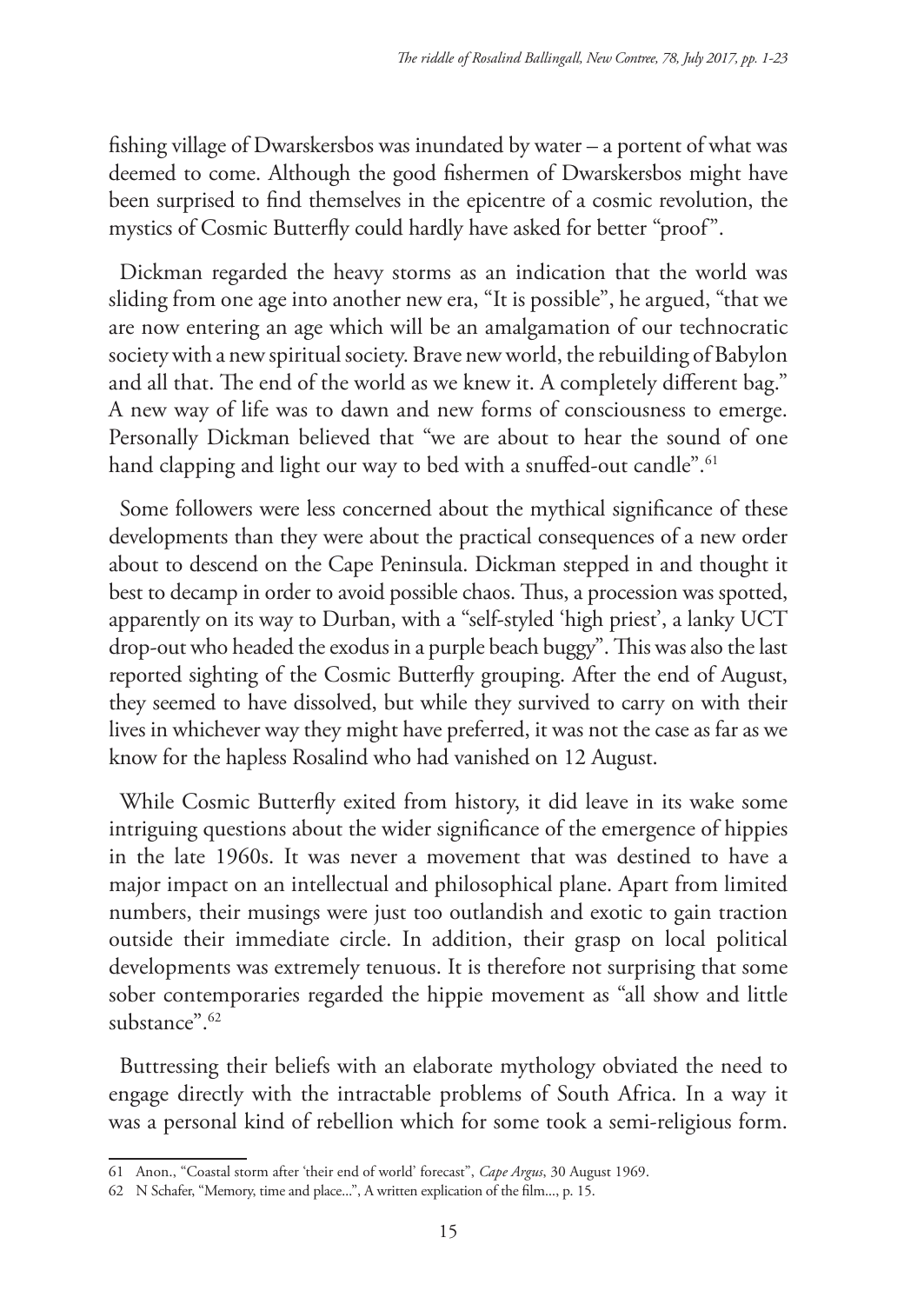fishing village of Dwarskersbos was inundated by water – a portent of what was deemed to come. Although the good fishermen of Dwarskersbos might have been surprised to find themselves in the epicentre of a cosmic revolution, the mystics of Cosmic Butterfly could hardly have asked for better "proof".

Dickman regarded the heavy storms as an indication that the world was sliding from one age into another new era, "It is possible", he argued, "that we are now entering an age which will be an amalgamation of our technocratic society with a new spiritual society. Brave new world, the rebuilding of Babylon and all that. The end of the world as we knew it. A completely different bag." A new way of life was to dawn and new forms of consciousness to emerge. Personally Dickman believed that "we are about to hear the sound of one hand clapping and light our way to bed with a snuffed-out candle".[61]

Some followers were less concerned about the mythical significance of these developments than they were about the practical consequences of a new order about to descend on the Cape Peninsula. Dickman stepped in and thought it best to decamp in order to avoid possible chaos. Thus, a procession was spotted, apparently on its way to Durban, with a "self-styled 'high priest', a lanky UCT drop-out who headed the exodus in a purple beach buggy". This was also the last reported sighting of the Cosmic Butterfly grouping. After the end of August, they seemed to have dissolved, but while they survived to carry on with their lives in whichever way they might have preferred, it was not the case as far as we know for the hapless Rosalind who had vanished on 12 August.

While Cosmic Butterfly exited from history, it did leave in its wake some intriguing questions about the wider significance of the emergence of hippies in the late 1960s. It was never a movement that was destined to have a major impact on an intellectual and philosophical plane. Apart from limited numbers, their musings were just too outlandish and exotic to gain traction outside their immediate circle. In addition, their grasp on local political developments was extremely tenuous. It is therefore not surprising that some sober contemporaries regarded the hippie movement as "all show and little substance".[62]

Buttressing their beliefs with an elaborate mythology obviated the need to engage directly with the intractable problems of South Africa. In a way it was a personal kind of rebellion which for some took a semi-religious form.

---

61 Anon., "Coastal storm after 'their end of world' forecast", *Cape Argus*, 30 August 1969.

62 N Schafer, "Memory, time and place...", A written explication of the film..., p. 15.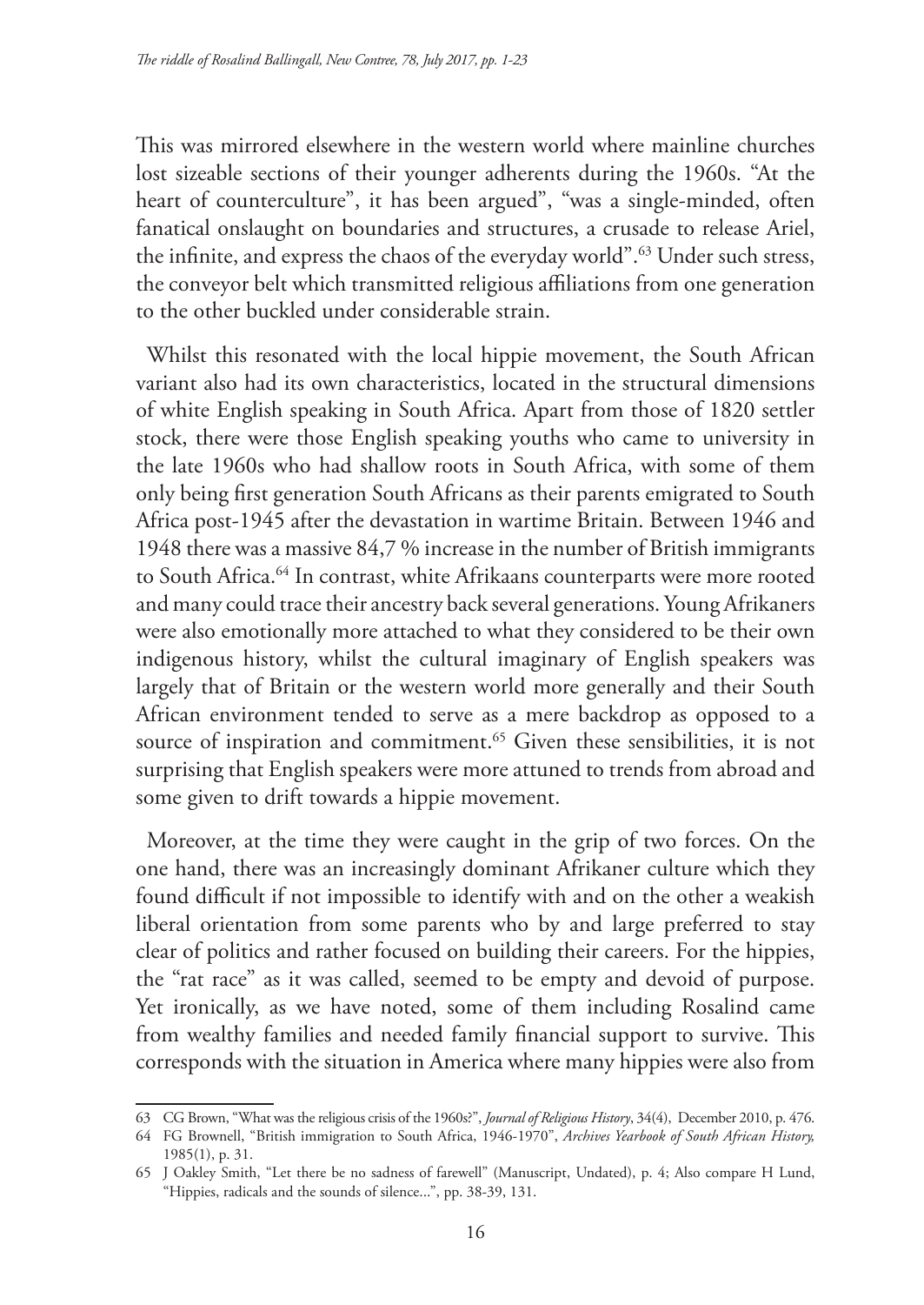This was mirrored elsewhere in the western world where mainline churches lost sizeable sections of their younger adherents during the 1960s. "At the heart of counterculture", it has been argued", "was a single-minded, often fanatical onslaught on boundaries and structures, a crusade to release Ariel, the infinite, and express the chaos of the everyday world".[63] Under such stress, the conveyor belt which transmitted religious affiliations from one generation to the other buckled under considerable strain.

Whilst this resonated with the local hippie movement, the South African variant also had its own characteristics, located in the structural dimensions of white English speaking in South Africa. Apart from those of 1820 settler stock, there were those English speaking youths who came to university in the late 1960s who had shallow roots in South Africa, with some of them only being first generation South Africans as their parents emigrated to South Africa post-1945 after the devastation in wartime Britain. Between 1946 and 1948 there was a massive 84,7 % increase in the number of British immigrants to South Africa.[64] In contrast, white Afrikaans counterparts were more rooted and many could trace their ancestry back several generations. Young Afrikaners were also emotionally more attached to what they considered to be their own indigenous history, whilst the cultural imaginary of English speakers was largely that of Britain or the western world more generally and their South African environment tended to serve as a mere backdrop as opposed to a source of inspiration and commitment.[65] Given these sensibilities, it is not surprising that English speakers were more attuned to trends from abroad and some given to drift towards a hippie movement.

Moreover, at the time they were caught in the grip of two forces. On the one hand, there was an increasingly dominant Afrikaner culture which they found difficult if not impossible to identify with and on the other a weakish liberal orientation from some parents who by and large preferred to stay clear of politics and rather focused on building their careers. For the hippies, the "rat race" as it was called, seemed to be empty and devoid of purpose. Yet ironically, as we have noted, some of them including Rosalind came from wealthy families and needed family financial support to survive. This corresponds with the situation in America where many hippies were also from

---

63 CG Brown, "What was the religious crisis of the 1960s?", *Journal of Religious History*, 34(4), December 2010, p. 476.

64 FG Brownell, "British immigration to South Africa, 1946-1970", *Archives Yearbook of South African History,* 1985(1), p. 31.

65 J Oakley Smith, "Let there be no sadness of farewell" (Manuscript, Undated), p. 4; Also compare H Lund, "Hippies, radicals and the sounds of silence...", pp. 38-39, 131.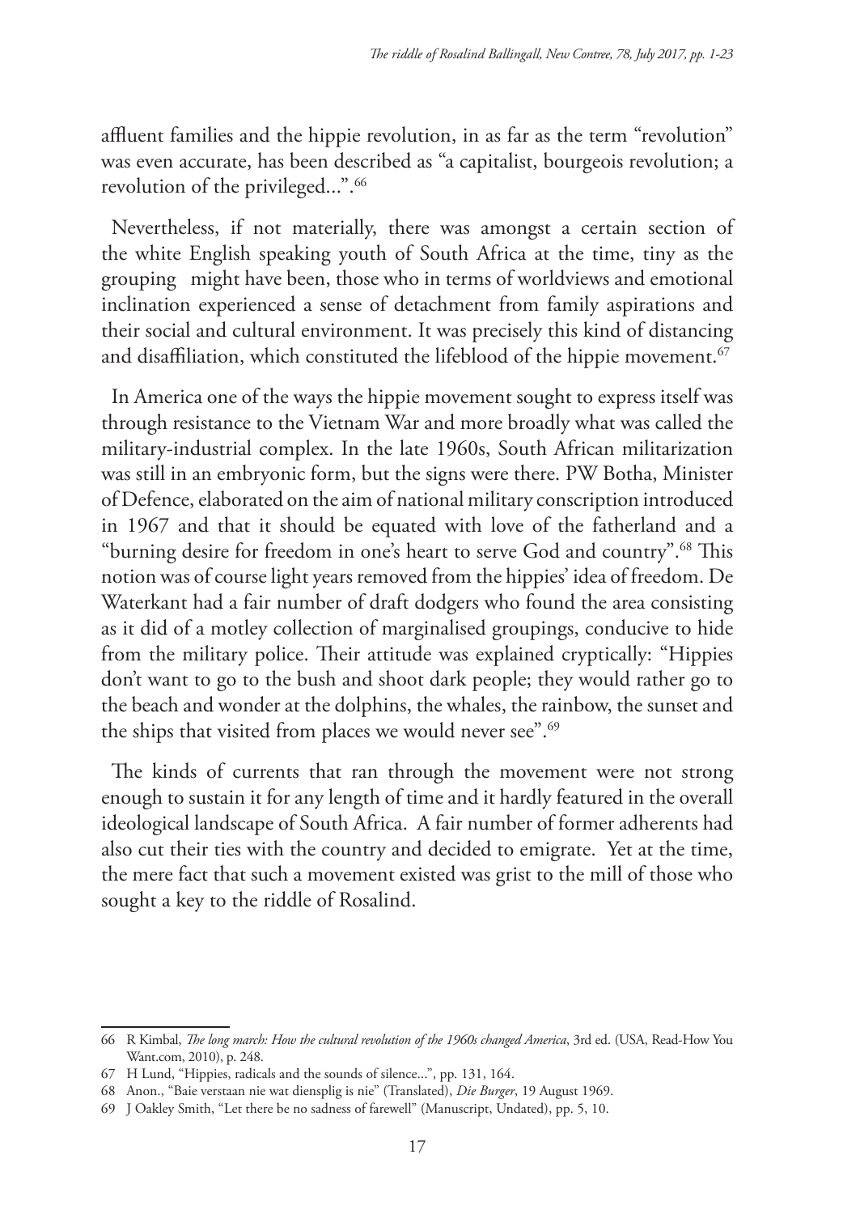affluent families and the hippie revolution, in as far as the term "revolution" was even accurate, has been described as "a capitalist, bourgeois revolution; a revolution of the privileged...".[66]

Nevertheless, if not materially, there was amongst a certain section of the white English speaking youth of South Africa at the time, tiny as the grouping might have been, those who in terms of worldviews and emotional inclination experienced a sense of detachment from family aspirations and their social and cultural environment. It was precisely this kind of distancing and disaffiliation, which constituted the lifeblood of the hippie movement.[67]

In America one of the ways the hippie movement sought to express itself was through resistance to the Vietnam War and more broadly what was called the military-industrial complex. In the late 1960s, South African militarization was still in an embryonic form, but the signs were there. PW Botha, Minister of Defence, elaborated on the aim of national military conscription introduced in 1967 and that it should be equated with love of the fatherland and a "burning desire for freedom in one's heart to serve God and country".[68] This notion was of course light years removed from the hippies' idea of freedom. De Waterkant had a fair number of draft dodgers who found the area consisting as it did of a motley collection of marginalised groupings, conducive to hide from the military police. Their attitude was explained cryptically: "Hippies don't want to go to the bush and shoot dark people; they would rather go to the beach and wonder at the dolphins, the whales, the rainbow, the sunset and the ships that visited from places we would never see".[69]

The kinds of currents that ran through the movement were not strong enough to sustain it for any length of time and it hardly featured in the overall ideological landscape of South Africa. A fair number of former adherents had also cut their ties with the country and decided to emigrate. Yet at the time, the mere fact that such a movement existed was grist to the mill of those who sought a key to the riddle of Rosalind.

---

66 R Kimbal, *The long march: How the cultural revolution of the 1960s changed America*, 3rd ed. (USA, Read-How You Want.com, 2010), p. 248.

67 H Lund, "Hippies, radicals and the sounds of silence...", pp. 131, 164.

68 Anon., "Baie verstaan nie wat diensplig is nie" (Translated), *Die Burger*, 19 August 1969.

69 J Oakley Smith, "Let there be no sadness of farewell" (Manuscript, Undated), pp. 5, 10.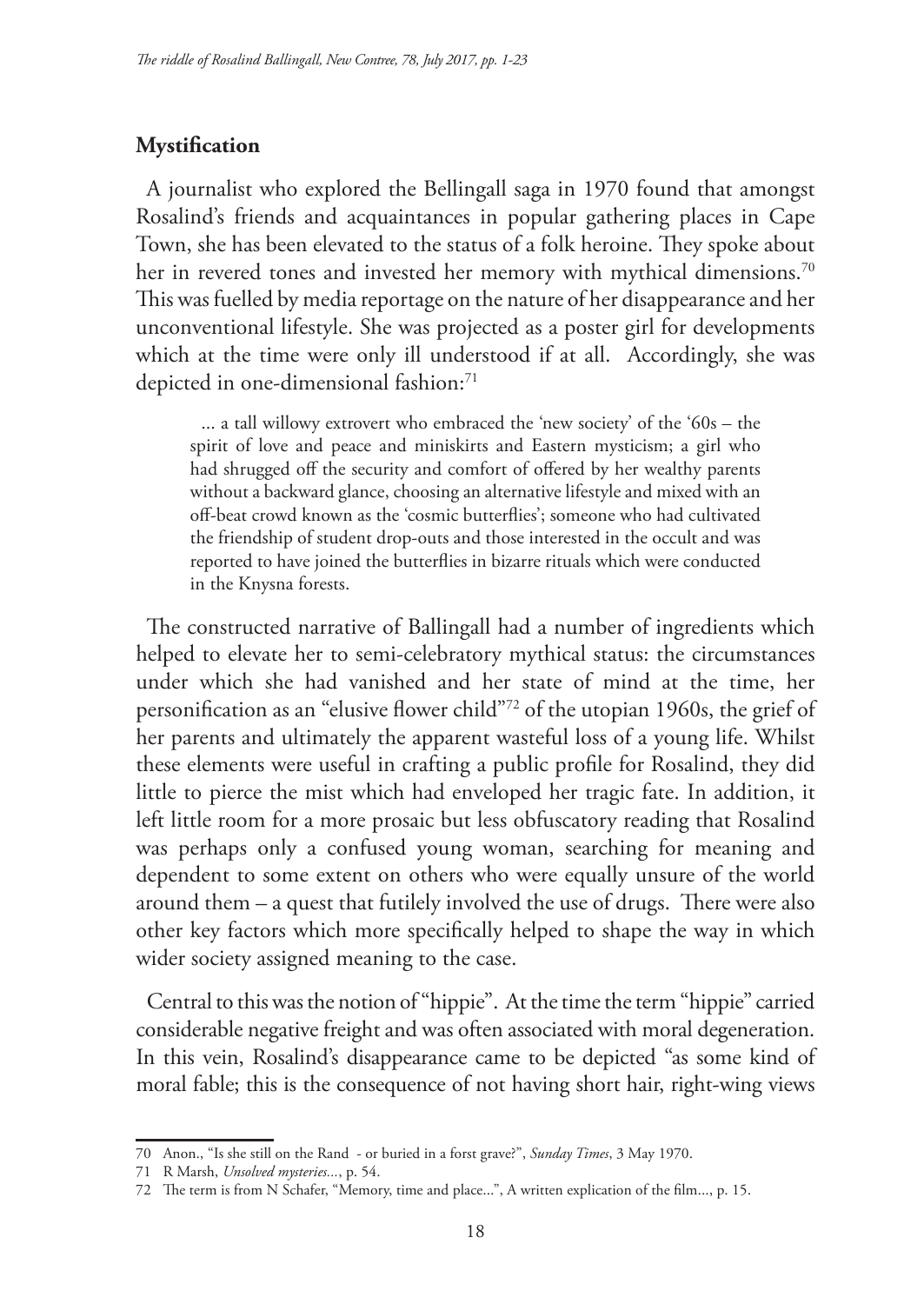## Mystification

A journalist who explored the Bellingall saga in 1970 found that amongst Rosalind's friends and acquaintances in popular gathering places in Cape Town, she has been elevated to the status of a folk heroine. They spoke about her in revered tones and invested her memory with mythical dimensions.[70] This was fuelled by media reportage on the nature of her disappearance and her unconventional lifestyle. She was projected as a poster girl for developments which at the time were only ill understood if at all. Accordingly, she was depicted in one-dimensional fashion:[71]

> ... a tall willowy extrovert who embraced the 'new society' of the '60s – the spirit of love and peace and miniskirts and Eastern mysticism; a girl who had shrugged off the security and comfort of offered by her wealthy parents without a backward glance, choosing an alternative lifestyle and mixed with an off-beat crowd known as the 'cosmic butterflies'; someone who had cultivated the friendship of student drop-outs and those interested in the occult and was reported to have joined the butterflies in bizarre rituals which were conducted in the Knysna forests.

The constructed narrative of Ballingall had a number of ingredients which helped to elevate her to semi-celebratory mythical status: the circumstances under which she had vanished and her state of mind at the time, her personification as an "elusive flower child"[72] of the utopian 1960s, the grief of her parents and ultimately the apparent wasteful loss of a young life. Whilst these elements were useful in crafting a public profile for Rosalind, they did little to pierce the mist which had enveloped her tragic fate. In addition, it left little room for a more prosaic but less obfuscatory reading that Rosalind was perhaps only a confused young woman, searching for meaning and dependent to some extent on others who were equally unsure of the world around them – a quest that futilely involved the use of drugs. There were also other key factors which more specifically helped to shape the way in which wider society assigned meaning to the case.

Central to this was the notion of "hippie". At the time the term "hippie" carried considerable negative freight and was often associated with moral degeneration. In this vein, Rosalind's disappearance came to be depicted "as some kind of moral fable; this is the consequence of not having short hair, right-wing views

---

70 Anon., "Is she still on the Rand - or buried in a forst grave?", *Sunday Times*, 3 May 1970.

71 R Marsh, *Unsolved mysteries...*, p. 54.

72 The term is from N Schafer, "Memory, time and place...", A written explication of the film..., p. 15.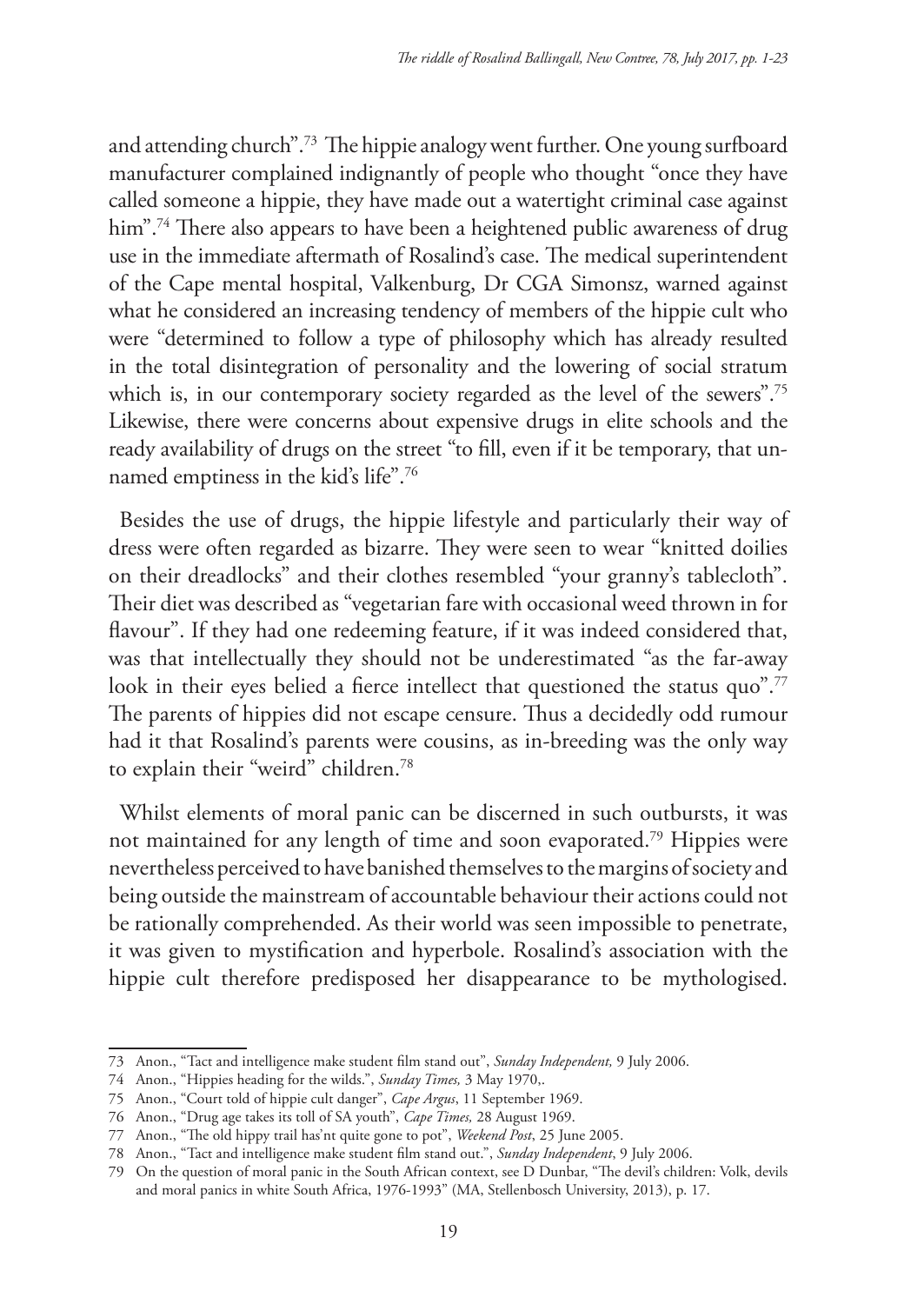and attending church".[73] The hippie analogy went further. One young surfboard manufacturer complained indignantly of people who thought "once they have called someone a hippie, they have made out a watertight criminal case against him".[74] There also appears to have been a heightened public awareness of drug use in the immediate aftermath of Rosalind's case. The medical superintendent of the Cape mental hospital, Valkenburg, Dr CGA Simonsz, warned against what he considered an increasing tendency of members of the hippie cult who were "determined to follow a type of philosophy which has already resulted in the total disintegration of personality and the lowering of social stratum which is, in our contemporary society regarded as the level of the sewers".[75] Likewise, there were concerns about expensive drugs in elite schools and the ready availability of drugs on the street "to fill, even if it be temporary, that unnamed emptiness in the kid's life".[76]

Besides the use of drugs, the hippie lifestyle and particularly their way of dress were often regarded as bizarre. They were seen to wear "knitted doilies on their dreadlocks" and their clothes resembled "your granny's tablecloth". Their diet was described as "vegetarian fare with occasional weed thrown in for flavour". If they had one redeeming feature, if it was indeed considered that, was that intellectually they should not be underestimated "as the far-away look in their eyes belied a fierce intellect that questioned the status quo".[77] The parents of hippies did not escape censure. Thus a decidedly odd rumour had it that Rosalind's parents were cousins, as in-breeding was the only way to explain their "weird" children.[78]

Whilst elements of moral panic can be discerned in such outbursts, it was not maintained for any length of time and soon evaporated.[79] Hippies were nevertheless perceived to have banished themselves to the margins of society and being outside the mainstream of accountable behaviour their actions could not be rationally comprehended. As their world was seen impossible to penetrate, it was given to mystification and hyperbole. Rosalind's association with the hippie cult therefore predisposed her disappearance to be mythologised.

---

73 Anon., "Tact and intelligence make student film stand out", *Sunday Independent,* 9 July 2006.

74 Anon., "Hippies heading for the wilds.", *Sunday Times,* 3 May 1970,.

75 Anon., "Court told of hippie cult danger", *Cape Argus*, 11 September 1969.

76 Anon., "Drug age takes its toll of SA youth", *Cape Times,* 28 August 1969.

77 Anon., "The old hippy trail has'nt quite gone to pot", *Weekend Post*, 25 June 2005.

78 Anon., "Tact and intelligence make student film stand out.", *Sunday Independent*, 9 July 2006.

79 On the question of moral panic in the South African context, see D Dunbar, "The devil's children: Volk, devils and moral panics in white South Africa, 1976-1993" (MA, Stellenbosch University, 2013), p. 17.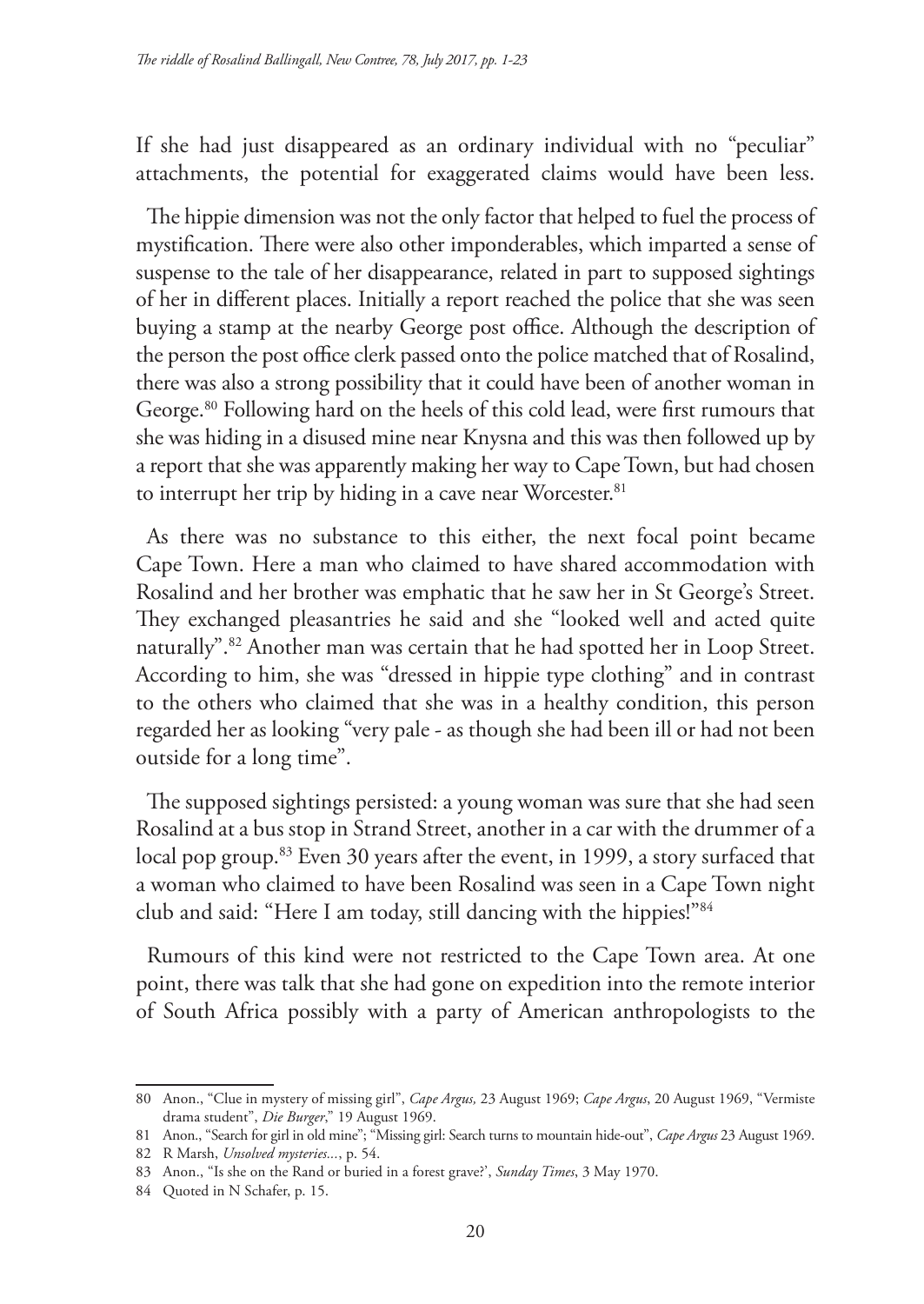If she had just disappeared as an ordinary individual with no "peculiar" attachments, the potential for exaggerated claims would have been less.

The hippie dimension was not the only factor that helped to fuel the process of mystification. There were also other imponderables, which imparted a sense of suspense to the tale of her disappearance, related in part to supposed sightings of her in different places. Initially a report reached the police that she was seen buying a stamp at the nearby George post office. Although the description of the person the post office clerk passed onto the police matched that of Rosalind, there was also a strong possibility that it could have been of another woman in George.[80] Following hard on the heels of this cold lead, were first rumours that she was hiding in a disused mine near Knysna and this was then followed up by a report that she was apparently making her way to Cape Town, but had chosen to interrupt her trip by hiding in a cave near Worcester.[81]

As there was no substance to this either, the next focal point became Cape Town. Here a man who claimed to have shared accommodation with Rosalind and her brother was emphatic that he saw her in St George's Street. They exchanged pleasantries he said and she "looked well and acted quite naturally".[82] Another man was certain that he had spotted her in Loop Street. According to him, she was "dressed in hippie type clothing" and in contrast to the others who claimed that she was in a healthy condition, this person regarded her as looking "very pale - as though she had been ill or had not been outside for a long time".

The supposed sightings persisted: a young woman was sure that she had seen Rosalind at a bus stop in Strand Street, another in a car with the drummer of a local pop group.[83] Even 30 years after the event, in 1999, a story surfaced that a woman who claimed to have been Rosalind was seen in a Cape Town night club and said: "Here I am today, still dancing with the hippies!"[84]

Rumours of this kind were not restricted to the Cape Town area. At one point, there was talk that she had gone on expedition into the remote interior of South Africa possibly with a party of American anthropologists to the

---

80 Anon., "Clue in mystery of missing girl", *Cape Argus,* 23 August 1969; *Cape Argus*, 20 August 1969, "Vermiste drama student", *Die Burger*," 19 August 1969.

81 Anon., "Search for girl in old mine"; "Missing girl: Search turns to mountain hide-out", *Cape Argus* 23 August 1969.

82 R Marsh, *Unsolved mysteries...*, p. 54.

83 Anon., "Is she on the Rand or buried in a forest grave?', *Sunday Times*, 3 May 1970.

84 Quoted in N Schafer, p. 15.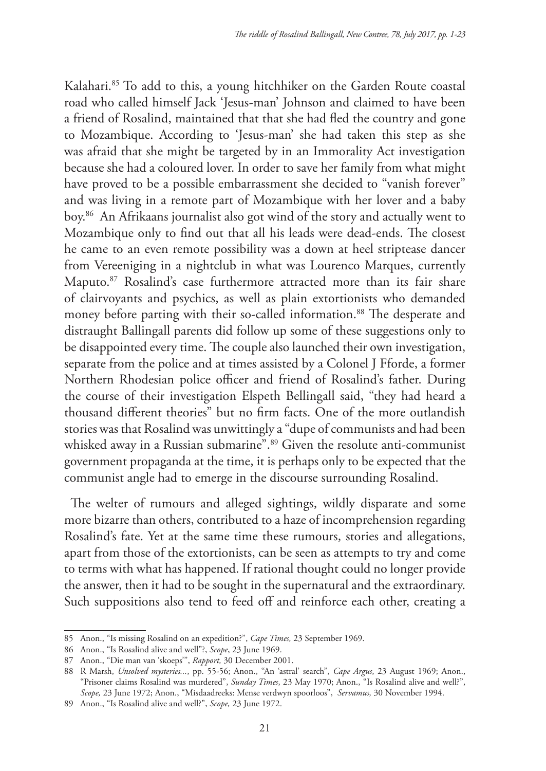Kalahari.[85] To add to this, a young hitchhiker on the Garden Route coastal road who called himself Jack 'Jesus-man' Johnson and claimed to have been a friend of Rosalind, maintained that that she had fled the country and gone to Mozambique. According to 'Jesus-man' she had taken this step as she was afraid that she might be targeted by in an Immorality Act investigation because she had a coloured lover. In order to save her family from what might have proved to be a possible embarrassment she decided to "vanish forever" and was living in a remote part of Mozambique with her lover and a baby boy.[86] An Afrikaans journalist also got wind of the story and actually went to Mozambique only to find out that all his leads were dead-ends. The closest he came to an even remote possibility was a down at heel striptease dancer from Vereeniging in a nightclub in what was Lourenco Marques, currently Maputo.[87] Rosalind's case furthermore attracted more than its fair share of clairvoyants and psychics, as well as plain extortionists who demanded money before parting with their so-called information.[88] The desperate and distraught Ballingall parents did follow up some of these suggestions only to be disappointed every time. The couple also launched their own investigation, separate from the police and at times assisted by a Colonel J Fforde, a former Northern Rhodesian police officer and friend of Rosalind's father. During the course of their investigation Elspeth Bellingall said, "they had heard a thousand different theories" but no firm facts. One of the more outlandish stories was that Rosalind was unwittingly a "dupe of communists and had been whisked away in a Russian submarine".[89] Given the resolute anti-communist government propaganda at the time, it is perhaps only to be expected that the communist angle had to emerge in the discourse surrounding Rosalind.

The welter of rumours and alleged sightings, wildly disparate and some more bizarre than others, contributed to a haze of incomprehension regarding Rosalind's fate. Yet at the same time these rumours, stories and allegations, apart from those of the extortionists, can be seen as attempts to try and come to terms with what has happened. If rational thought could no longer provide the answer, then it had to be sought in the supernatural and the extraordinary. Such suppositions also tend to feed off and reinforce each other, creating a

---

85 Anon., "Is missing Rosalind on an expedition?", *Cape Times,* 23 September 1969.

86 Anon., "Is Rosalind alive and well"?, *Scope*, 23 June 1969.

87 Anon., "Die man van 'skoeps'", *Rapport,* 30 December 2001.

88 R Marsh, *Unsolved mysteries...*, pp. 55-56; Anon., "An 'astral' search", *Cape Argus*, 23 August 1969; Anon., "Prisoner claims Rosalind was murdered", *Sunday Times*, 23 May 1970; Anon., "Is Rosalind alive and well?", *Scope,* 23 June 1972; Anon., "Misdaadreeks: Mense verdwyn spoorloos", *Servamus,* 30 November 1994.

89 Anon., "Is Rosalind alive and well?", *Scope,* 23 June 1972.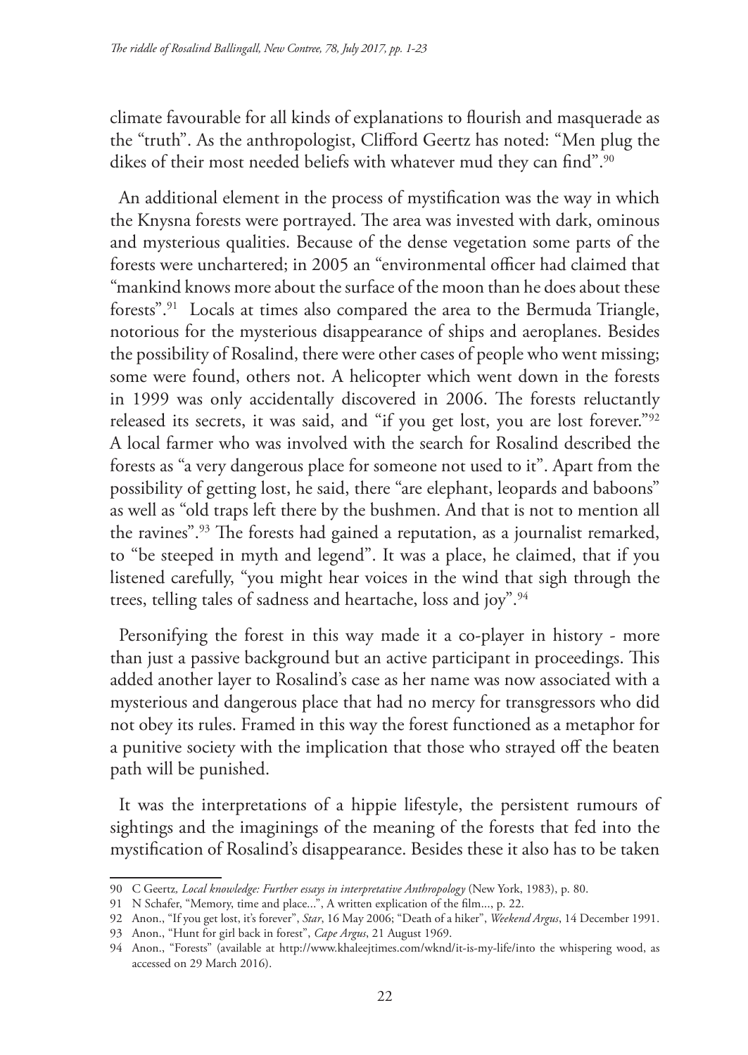climate favourable for all kinds of explanations to flourish and masquerade as the "truth". As the anthropologist, Clifford Geertz has noted: "Men plug the dikes of their most needed beliefs with whatever mud they can find".[90]

An additional element in the process of mystification was the way in which the Knysna forests were portrayed. The area was invested with dark, ominous and mysterious qualities. Because of the dense vegetation some parts of the forests were unchartered; in 2005 an "environmental officer had claimed that "mankind knows more about the surface of the moon than he does about these forests".[91] Locals at times also compared the area to the Bermuda Triangle, notorious for the mysterious disappearance of ships and aeroplanes. Besides the possibility of Rosalind, there were other cases of people who went missing; some were found, others not. A helicopter which went down in the forests in 1999 was only accidentally discovered in 2006. The forests reluctantly released its secrets, it was said, and "if you get lost, you are lost forever."[92] A local farmer who was involved with the search for Rosalind described the forests as "a very dangerous place for someone not used to it". Apart from the possibility of getting lost, he said, there "are elephant, leopards and baboons" as well as "old traps left there by the bushmen. And that is not to mention all the ravines".[93] The forests had gained a reputation, as a journalist remarked, to "be steeped in myth and legend". It was a place, he claimed, that if you listened carefully, "you might hear voices in the wind that sigh through the trees, telling tales of sadness and heartache, loss and joy".[94]

Personifying the forest in this way made it a co-player in history - more than just a passive background but an active participant in proceedings. This added another layer to Rosalind's case as her name was now associated with a mysterious and dangerous place that had no mercy for transgressors who did not obey its rules. Framed in this way the forest functioned as a metaphor for a punitive society with the implication that those who strayed off the beaten path will be punished.

It was the interpretations of a hippie lifestyle, the persistent rumours of sightings and the imaginings of the meaning of the forests that fed into the mystification of Rosalind's disappearance. Besides these it also has to be taken

---

90 C Geertz, *Local knowledge: Further essays in interpretative Anthropology* (New York, 1983), p. 80.

91 N Schafer, "Memory, time and place...", A written explication of the film..., p. 22.

92 Anon., "If you get lost, it's forever", *Star*, 16 May 2006; "Death of a hiker", *Weekend Argus*, 14 December 1991.

93 Anon., "Hunt for girl back in forest", *Cape Argus*, 21 August 1969.

94 Anon., "Forests" (available at http://www.khaleejtimes.com/wknd/it-is-my-life/into the whispering wood, as accessed on 29 March 2016).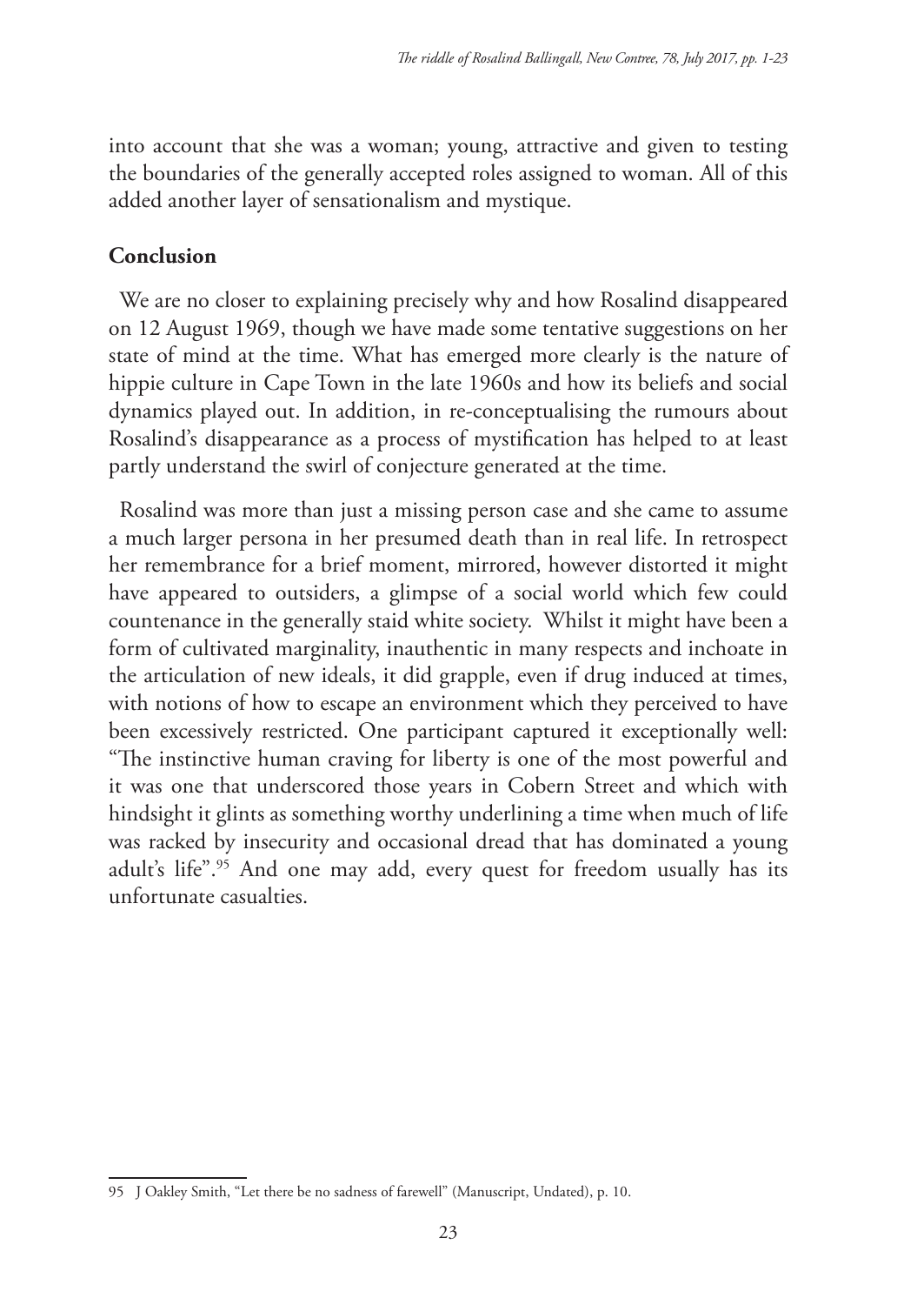into account that she was a woman; young, attractive and given to testing the boundaries of the generally accepted roles assigned to woman. All of this added another layer of sensationalism and mystique.

## Conclusion

We are no closer to explaining precisely why and how Rosalind disappeared on 12 August 1969, though we have made some tentative suggestions on her state of mind at the time. What has emerged more clearly is the nature of hippie culture in Cape Town in the late 1960s and how its beliefs and social dynamics played out. In addition, in re-conceptualising the rumours about Rosalind's disappearance as a process of mystification has helped to at least partly understand the swirl of conjecture generated at the time.

Rosalind was more than just a missing person case and she came to assume a much larger persona in her presumed death than in real life. In retrospect her remembrance for a brief moment, mirrored, however distorted it might have appeared to outsiders, a glimpse of a social world which few could countenance in the generally staid white society. Whilst it might have been a form of cultivated marginality, inauthentic in many respects and inchoate in the articulation of new ideals, it did grapple, even if drug induced at times, with notions of how to escape an environment which they perceived to have been excessively restricted. One participant captured it exceptionally well: "The instinctive human craving for liberty is one of the most powerful and it was one that underscored those years in Cobern Street and which with hindsight it glints as something worthy underlining a time when much of life was racked by insecurity and occasional dread that has dominated a young adult's life".[95] And one may add, every quest for freedom usually has its unfortunate casualties.

---

95 J Oakley Smith, "Let there be no sadness of farewell" (Manuscript, Undated), p. 10.